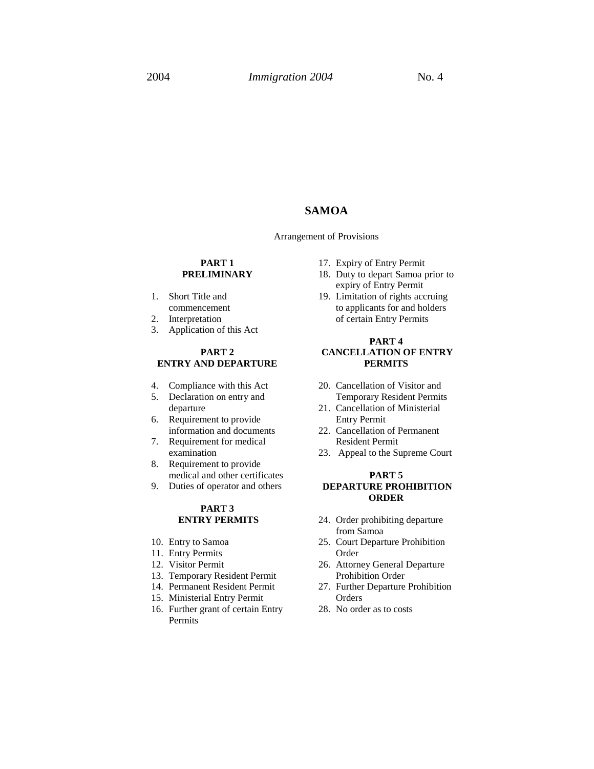# SAMOA

Arrangement of Provisions

**PART 1**
**PRELIMINARY**

1. Short Title and commencement
2. Interpretation
3. Application of this Act

**PART 2**
**ENTRY AND DEPARTURE**

4. Compliance with this Act
5. Declaration on entry and departure
6. Requirement to provide information and documents
7. Requirement for medical examination
8. Requirement to provide medical and other certificates
9. Duties of operator and others

**PART 3**
**ENTRY PERMITS**

10. Entry to Samoa
11. Entry Permits
12. Visitor Permit
13. Temporary Resident Permit
14. Permanent Resident Permit
15. Ministerial Entry Permit
16. Further grant of certain Entry Permits
17. Expiry of Entry Permit
18. Duty to depart Samoa prior to expiry of Entry Permit
19. Limitation of rights accruing to applicants for and holders of certain Entry Permits

**PART 4**
**CANCELLATION OF ENTRY PERMITS**

20. Cancellation of Visitor and Temporary Resident Permits
21. Cancellation of Ministerial Entry Permit
22. Cancellation of Permanent Resident Permit
23. Appeal to the Supreme Court

**PART 5**
**DEPARTURE PROHIBITION ORDER**

24. Order prohibiting departure from Samoa
25. Court Departure Prohibition Order
26. Attorney General Departure Prohibition Order
27. Further Departure Prohibition Orders
28. No order as to costs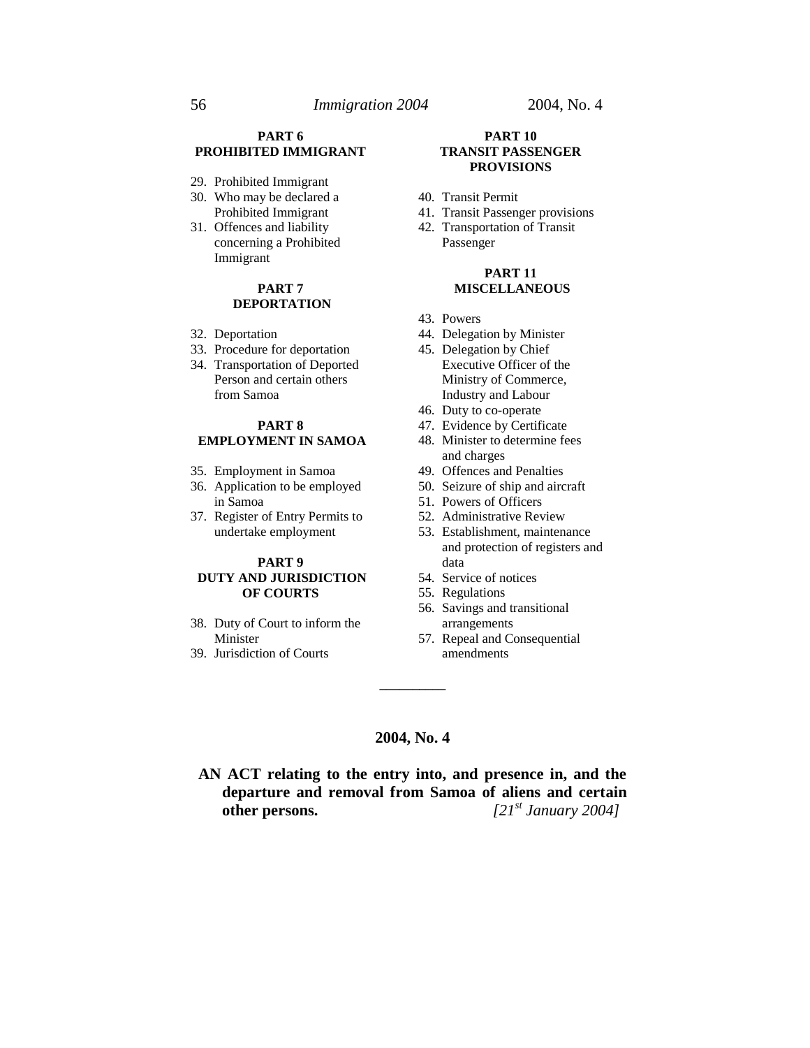**PART 6**
**PROHIBITED IMMIGRANT**

29. Prohibited Immigrant
30. Who may be declared a Prohibited Immigrant
31. Offences and liability concerning a Prohibited Immigrant

**PART 7**
**DEPORTATION**

32. Deportation
33. Procedure for deportation
34. Transportation of Deported Person and certain others from Samoa

**PART 8**
**EMPLOYMENT IN SAMOA**

35. Employment in Samoa
36. Application to be employed in Samoa
37. Register of Entry Permits to undertake employment

**PART 9**
**DUTY AND JURISDICTION OF COURTS**

38. Duty of Court to inform the Minister
39. Jurisdiction of Courts

**PART 10**
**TRANSIT PASSENGER PROVISIONS**

40. Transit Permit
41. Transit Passenger provisions
42. Transportation of Transit Passenger

**PART 11**
**MISCELLANEOUS**

43. Powers
44. Delegation by Minister
45. Delegation by Chief Executive Officer of the Ministry of Commerce, Industry and Labour
46. Duty to co-operate
47. Evidence by Certificate
48. Minister to determine fees and charges
49. Offences and Penalties
50. Seizure of ship and aircraft
51. Powers of Officers
52. Administrative Review
53. Establishment, maintenance and protection of registers and data
54. Service of notices
55. Regulations
56. Savings and transitional arrangements
57. Repeal and Consequential amendments

---

**2004, No. 4**

**AN ACT relating to the entry into, and presence in, and the departure and removal from Samoa of aliens and certain other persons.** *[21st January 2004]*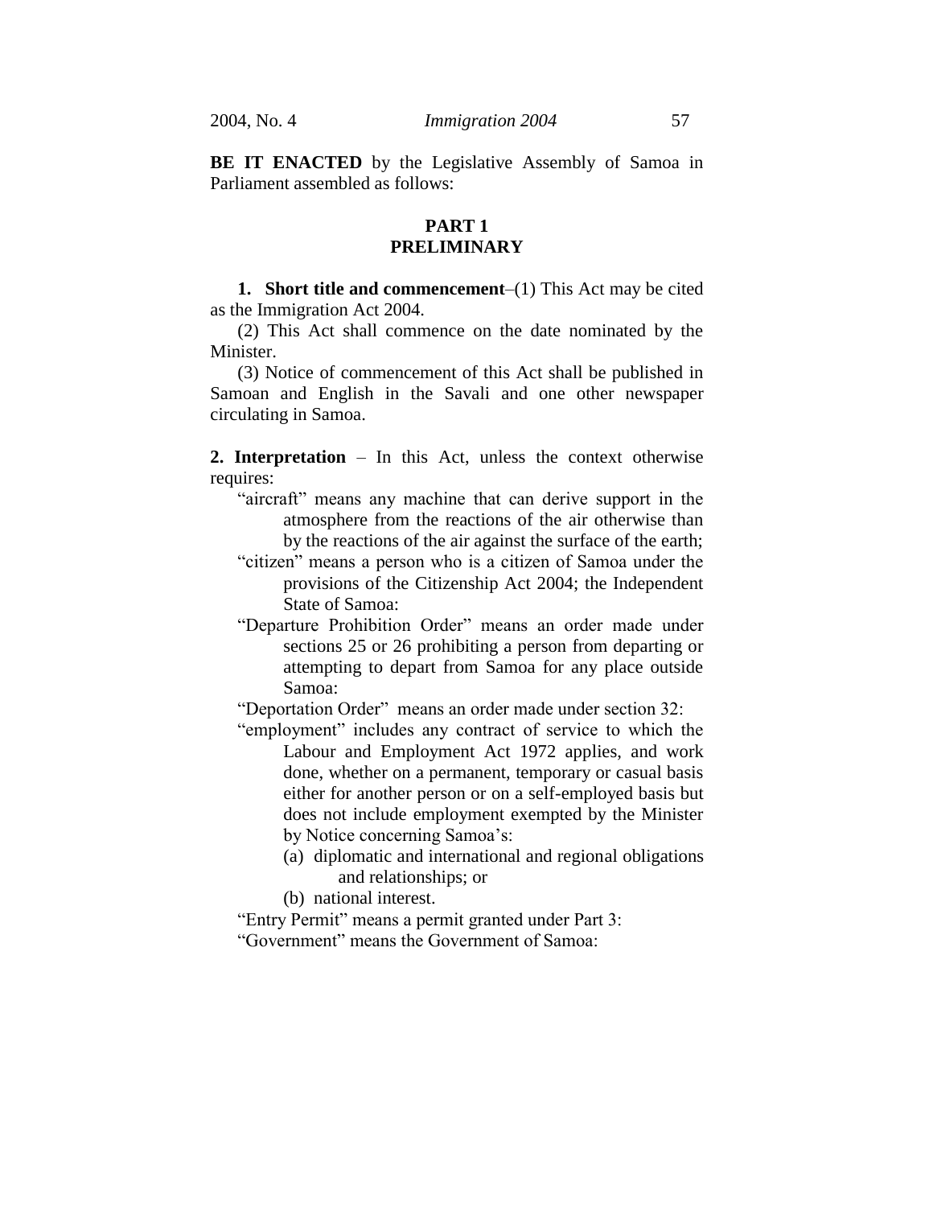**BE IT ENACTED** by the Legislative Assembly of Samoa in Parliament assembled as follows:

## PART 1
## PRELIMINARY

**1. Short title and commencement**–(1) This Act may be cited as the Immigration Act 2004.

(2) This Act shall commence on the date nominated by the Minister.

(3) Notice of commencement of this Act shall be published in Samoan and English in the Savali and one other newspaper circulating in Samoa.

**2. Interpretation** – In this Act, unless the context otherwise requires:

"aircraft" means any machine that can derive support in the atmosphere from the reactions of the air otherwise than by the reactions of the air against the surface of the earth;

"citizen" means a person who is a citizen of Samoa under the provisions of the Citizenship Act 2004; the Independent State of Samoa:

"Departure Prohibition Order" means an order made under sections 25 or 26 prohibiting a person from departing or attempting to depart from Samoa for any place outside Samoa:

"Deportation Order" means an order made under section 32:

"employment" includes any contract of service to which the Labour and Employment Act 1972 applies, and work done, whether on a permanent, temporary or casual basis either for another person or on a self-employed basis but does not include employment exempted by the Minister by Notice concerning Samoa's:

(a) diplomatic and international and regional obligations and relationships; or

(b) national interest.

"Entry Permit" means a permit granted under Part 3:

"Government" means the Government of Samoa: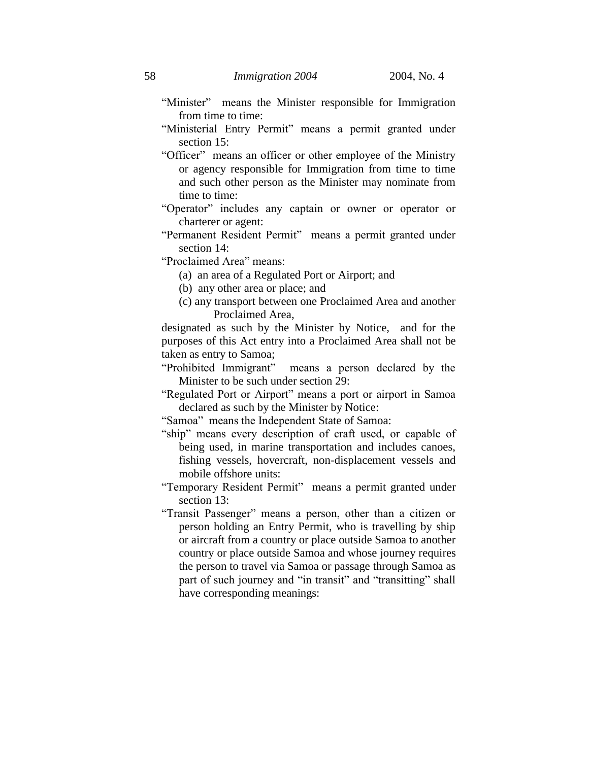"Minister" means the Minister responsible for Immigration from time to time:

"Ministerial Entry Permit" means a permit granted under section 15:

"Officer" means an officer or other employee of the Ministry or agency responsible for Immigration from time to time and such other person as the Minister may nominate from time to time:

"Operator" includes any captain or owner or operator or charterer or agent:

"Permanent Resident Permit" means a permit granted under section 14:

"Proclaimed Area" means:

(a) an area of a Regulated Port or Airport; and

(b) any other area or place; and

(c) any transport between one Proclaimed Area and another Proclaimed Area,

designated as such by the Minister by Notice, and for the purposes of this Act entry into a Proclaimed Area shall not be taken as entry to Samoa;

"Prohibited Immigrant" means a person declared by the Minister to be such under section 29:

"Regulated Port or Airport" means a port or airport in Samoa declared as such by the Minister by Notice:

"Samoa" means the Independent State of Samoa:

"ship" means every description of craft used, or capable of being used, in marine transportation and includes canoes, fishing vessels, hovercraft, non-displacement vessels and mobile offshore units:

"Temporary Resident Permit" means a permit granted under section 13:

"Transit Passenger" means a person, other than a citizen or person holding an Entry Permit, who is travelling by ship or aircraft from a country or place outside Samoa to another country or place outside Samoa and whose journey requires the person to travel via Samoa or passage through Samoa as part of such journey and "in transit" and "transitting" shall have corresponding meanings: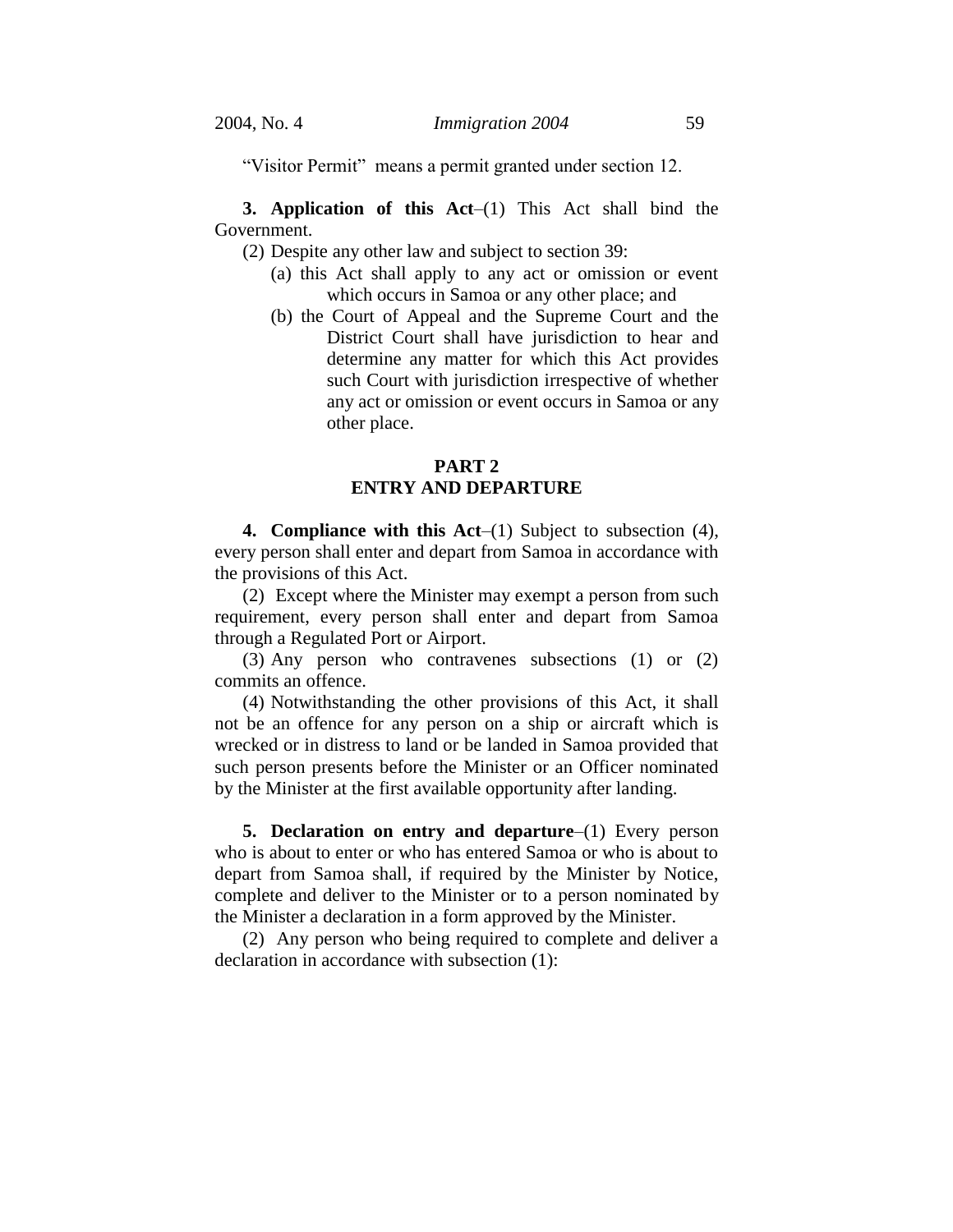"Visitor Permit" means a permit granted under section 12.

**3. Application of this Act**–(1) This Act shall bind the Government.

(2) Despite any other law and subject to section 39:

(a) this Act shall apply to any act or omission or event which occurs in Samoa or any other place; and

(b) the Court of Appeal and the Supreme Court and the District Court shall have jurisdiction to hear and determine any matter for which this Act provides such Court with jurisdiction irrespective of whether any act or omission or event occurs in Samoa or any other place.

## PART 2
## ENTRY AND DEPARTURE

**4. Compliance with this Act**–(1) Subject to subsection (4), every person shall enter and depart from Samoa in accordance with the provisions of this Act.

(2) Except where the Minister may exempt a person from such requirement, every person shall enter and depart from Samoa through a Regulated Port or Airport.

(3) Any person who contravenes subsections (1) or (2) commits an offence.

(4) Notwithstanding the other provisions of this Act, it shall not be an offence for any person on a ship or aircraft which is wrecked or in distress to land or be landed in Samoa provided that such person presents before the Minister or an Officer nominated by the Minister at the first available opportunity after landing.

**5. Declaration on entry and departure**–(1) Every person who is about to enter or who has entered Samoa or who is about to depart from Samoa shall, if required by the Minister by Notice, complete and deliver to the Minister or to a person nominated by the Minister a declaration in a form approved by the Minister.

(2) Any person who being required to complete and deliver a declaration in accordance with subsection (1):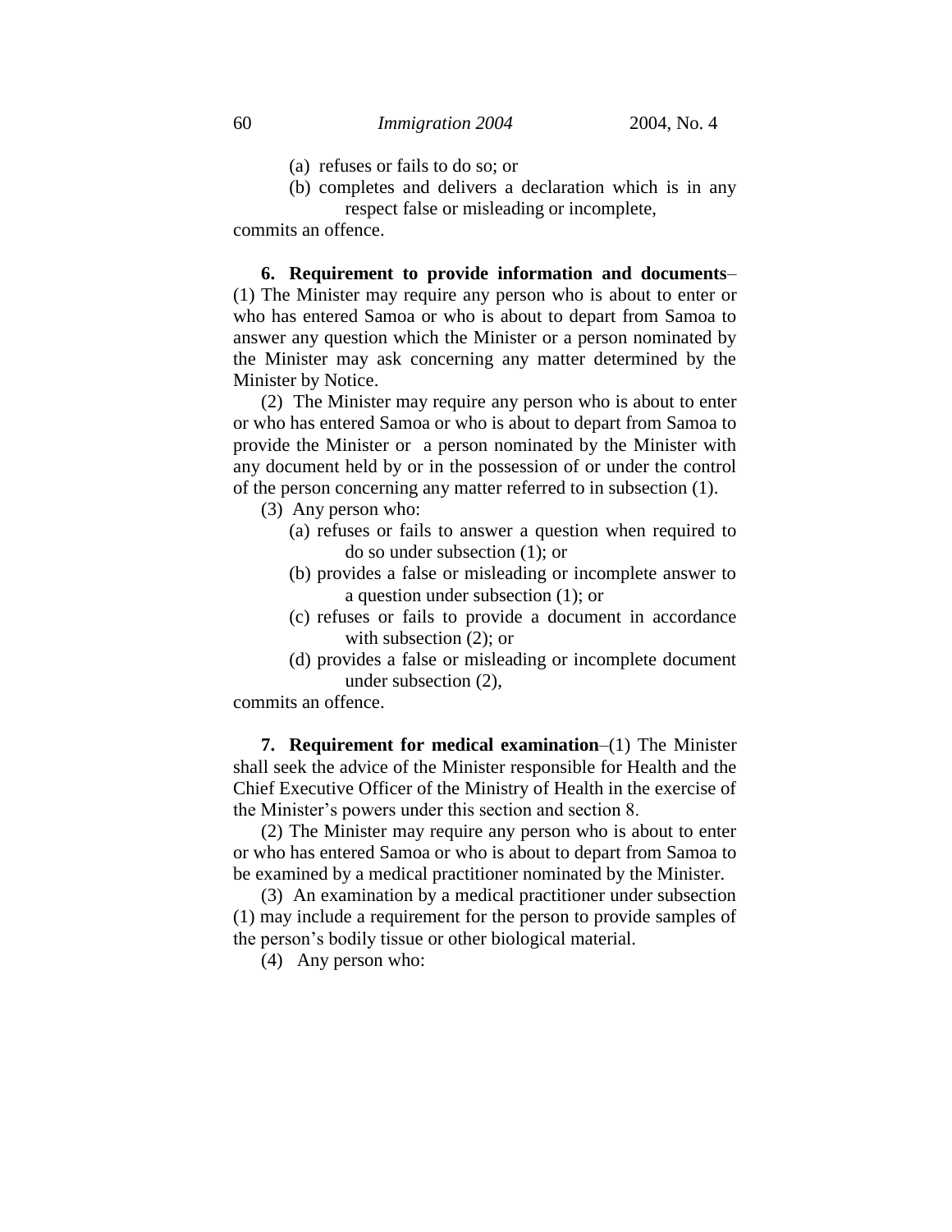(a) refuses or fails to do so; or

(b) completes and delivers a declaration which is in any respect false or misleading or incomplete,

commits an offence.

**6. Requirement to provide information and documents**–(1) The Minister may require any person who is about to enter or who has entered Samoa or who is about to depart from Samoa to answer any question which the Minister or a person nominated by the Minister may ask concerning any matter determined by the Minister by Notice.

(2) The Minister may require any person who is about to enter or who has entered Samoa or who is about to depart from Samoa to provide the Minister or a person nominated by the Minister with any document held by or in the possession of or under the control of the person concerning any matter referred to in subsection (1).

(3) Any person who:

(a) refuses or fails to answer a question when required to do so under subsection (1); or

(b) provides a false or misleading or incomplete answer to a question under subsection (1); or

(c) refuses or fails to provide a document in accordance with subsection (2); or

(d) provides a false or misleading or incomplete document under subsection (2),

commits an offence.

**7. Requirement for medical examination**–(1) The Minister shall seek the advice of the Minister responsible for Health and the Chief Executive Officer of the Ministry of Health in the exercise of the Minister's powers under this section and section 8.

(2) The Minister may require any person who is about to enter or who has entered Samoa or who is about to depart from Samoa to be examined by a medical practitioner nominated by the Minister.

(3) An examination by a medical practitioner under subsection (1) may include a requirement for the person to provide samples of the person's bodily tissue or other biological material.

(4) Any person who: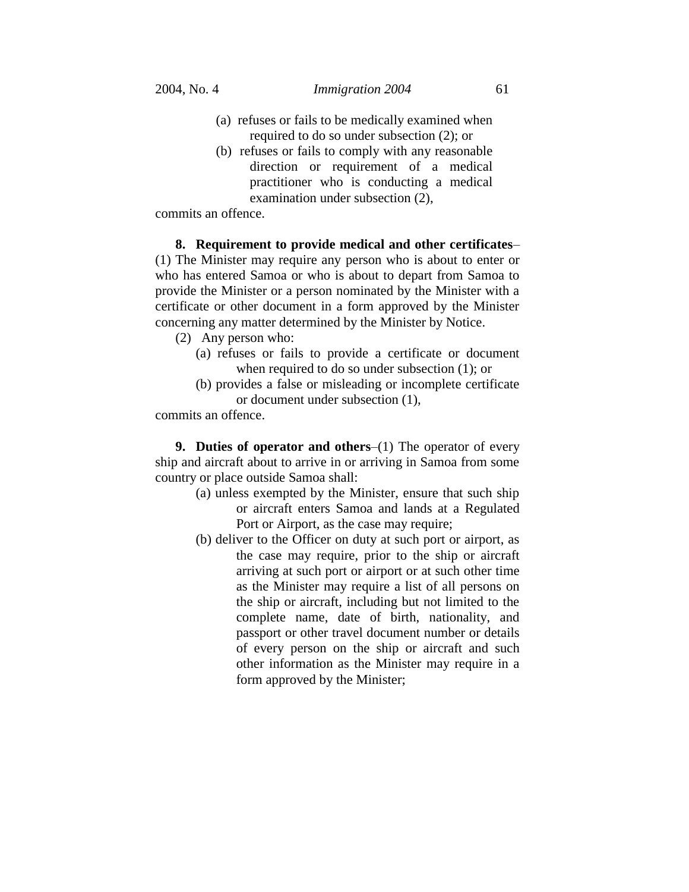(a) refuses or fails to be medically examined when required to do so under subsection (2); or

(b) refuses or fails to comply with any reasonable direction or requirement of a medical practitioner who is conducting a medical examination under subsection (2),

commits an offence.

**8. Requirement to provide medical and other certificates**–(1) The Minister may require any person who is about to enter or who has entered Samoa or who is about to depart from Samoa to provide the Minister or a person nominated by the Minister with a certificate or other document in a form approved by the Minister concerning any matter determined by the Minister by Notice.

(2) Any person who:

(a) refuses or fails to provide a certificate or document when required to do so under subsection (1); or

(b) provides a false or misleading or incomplete certificate or document under subsection (1),

commits an offence.

**9. Duties of operator and others**–(1) The operator of every ship and aircraft about to arrive in or arriving in Samoa from some country or place outside Samoa shall:

(a) unless exempted by the Minister, ensure that such ship or aircraft enters Samoa and lands at a Regulated Port or Airport, as the case may require;

(b) deliver to the Officer on duty at such port or airport, as the case may require, prior to the ship or aircraft arriving at such port or airport or at such other time as the Minister may require a list of all persons on the ship or aircraft, including but not limited to the complete name, date of birth, nationality, and passport or other travel document number or details of every person on the ship or aircraft and such other information as the Minister may require in a form approved by the Minister;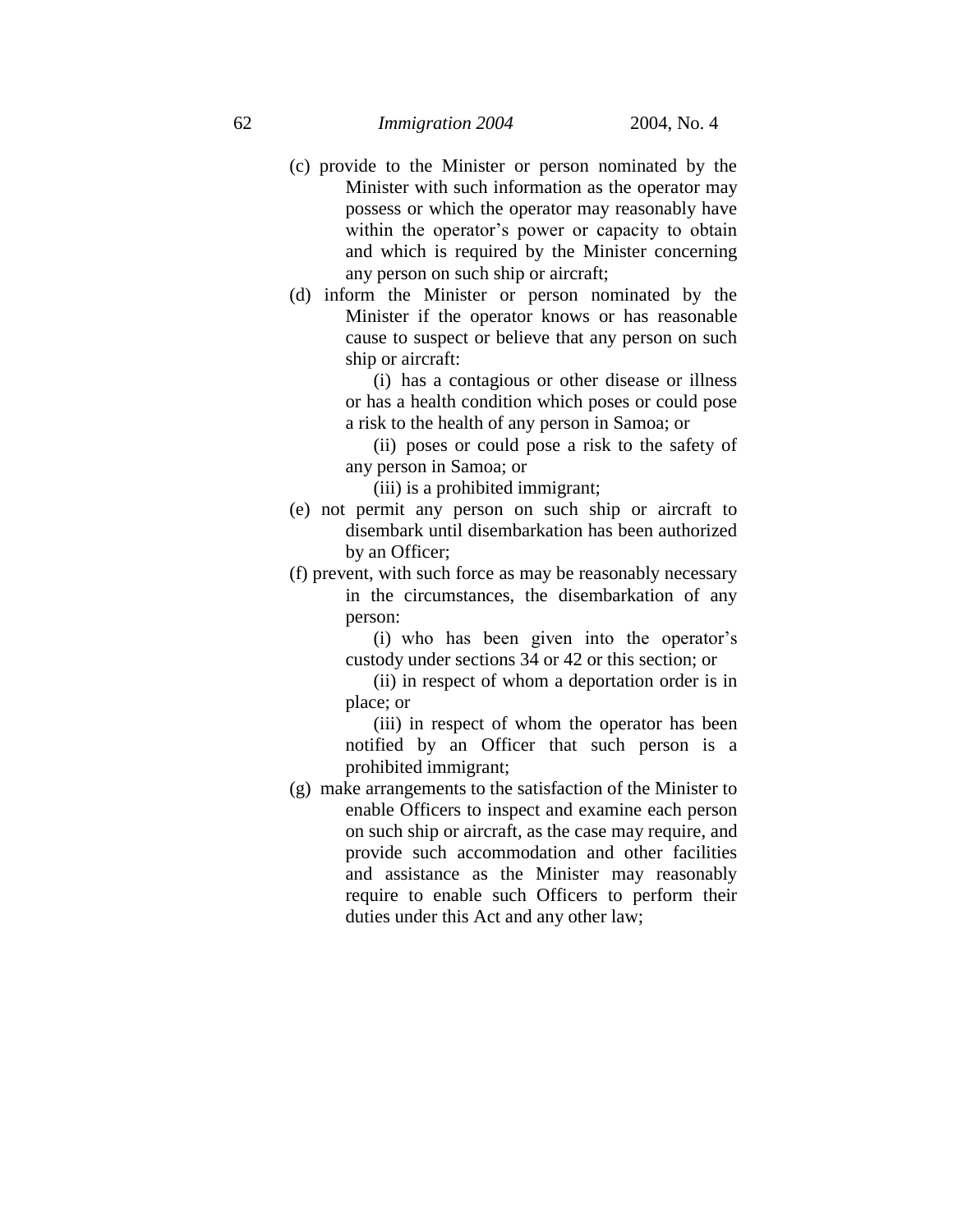(c) provide to the Minister or person nominated by the Minister with such information as the operator may possess or which the operator may reasonably have within the operator's power or capacity to obtain and which is required by the Minister concerning any person on such ship or aircraft;

(d) inform the Minister or person nominated by the Minister if the operator knows or has reasonable cause to suspect or believe that any person on such ship or aircraft:

(i) has a contagious or other disease or illness or has a health condition which poses or could pose a risk to the health of any person in Samoa; or

(ii) poses or could pose a risk to the safety of any person in Samoa; or

(iii) is a prohibited immigrant;

(e) not permit any person on such ship or aircraft to disembark until disembarkation has been authorized by an Officer;

(f) prevent, with such force as may be reasonably necessary in the circumstances, the disembarkation of any person:

(i) who has been given into the operator's custody under sections 34 or 42 or this section; or

(ii) in respect of whom a deportation order is in place; or

(iii) in respect of whom the operator has been notified by an Officer that such person is a prohibited immigrant;

(g) make arrangements to the satisfaction of the Minister to enable Officers to inspect and examine each person on such ship or aircraft, as the case may require, and provide such accommodation and other facilities and assistance as the Minister may reasonably require to enable such Officers to perform their duties under this Act and any other law;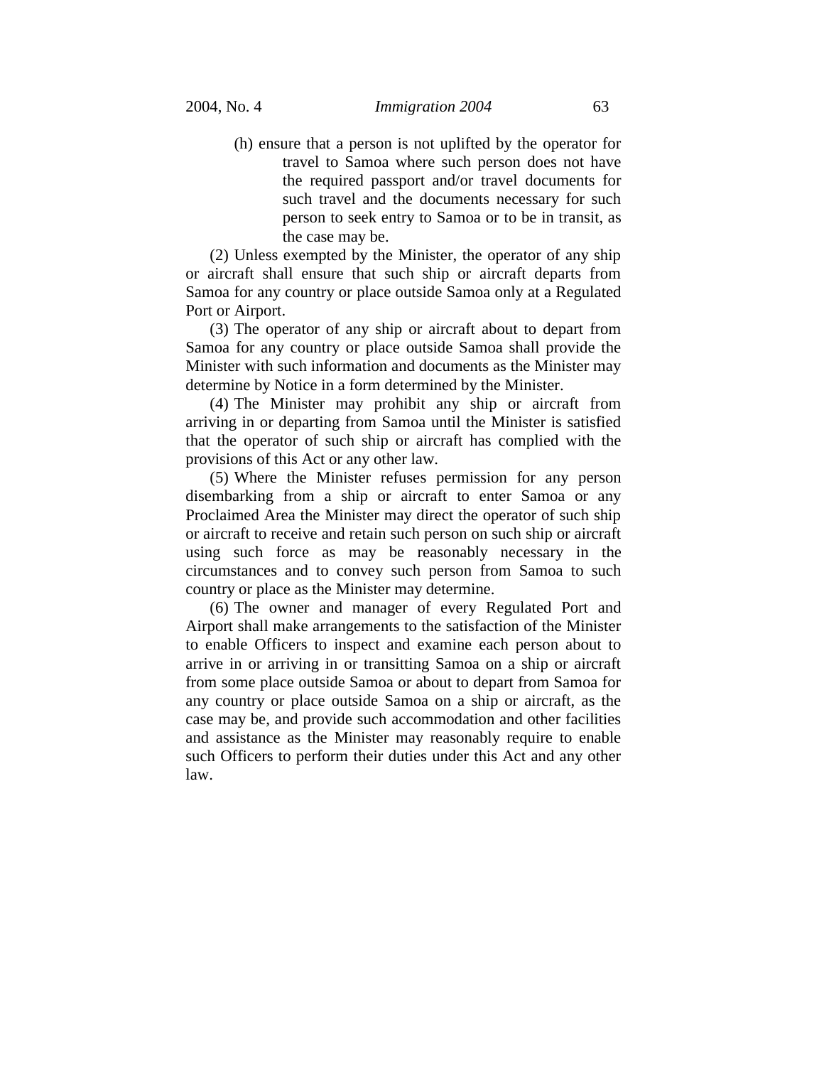(h) ensure that a person is not uplifted by the operator for travel to Samoa where such person does not have the required passport and/or travel documents for such travel and the documents necessary for such person to seek entry to Samoa or to be in transit, as the case may be.

(2) Unless exempted by the Minister, the operator of any ship or aircraft shall ensure that such ship or aircraft departs from Samoa for any country or place outside Samoa only at a Regulated Port or Airport.

(3) The operator of any ship or aircraft about to depart from Samoa for any country or place outside Samoa shall provide the Minister with such information and documents as the Minister may determine by Notice in a form determined by the Minister.

(4) The Minister may prohibit any ship or aircraft from arriving in or departing from Samoa until the Minister is satisfied that the operator of such ship or aircraft has complied with the provisions of this Act or any other law.

(5) Where the Minister refuses permission for any person disembarking from a ship or aircraft to enter Samoa or any Proclaimed Area the Minister may direct the operator of such ship or aircraft to receive and retain such person on such ship or aircraft using such force as may be reasonably necessary in the circumstances and to convey such person from Samoa to such country or place as the Minister may determine.

(6) The owner and manager of every Regulated Port and Airport shall make arrangements to the satisfaction of the Minister to enable Officers to inspect and examine each person about to arrive in or arriving in or transitting Samoa on a ship or aircraft from some place outside Samoa or about to depart from Samoa for any country or place outside Samoa on a ship or aircraft, as the case may be, and provide such accommodation and other facilities and assistance as the Minister may reasonably require to enable such Officers to perform their duties under this Act and any other law.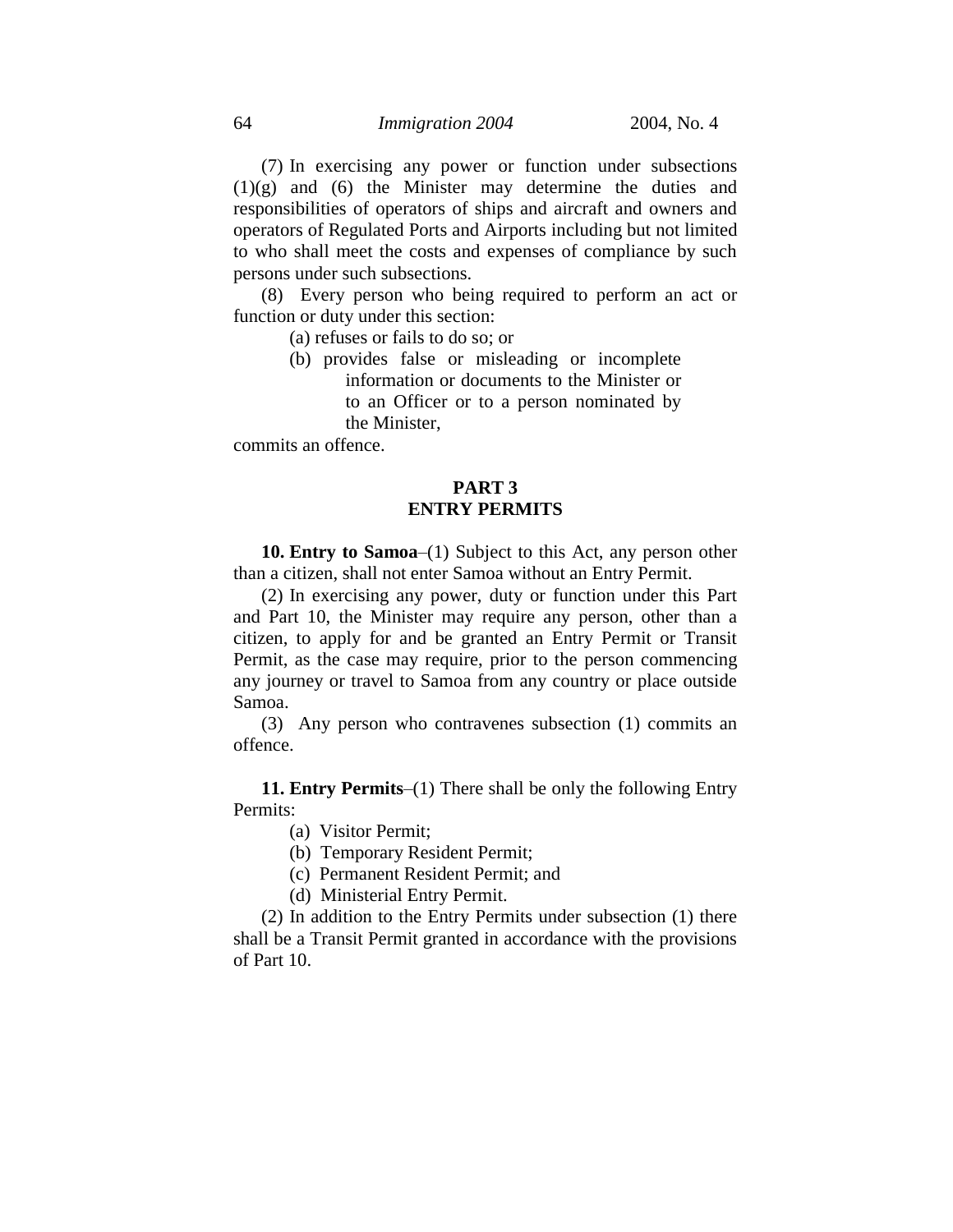(7) In exercising any power or function under subsections (1)(g) and (6) the Minister may determine the duties and responsibilities of operators of ships and aircraft and owners and operators of Regulated Ports and Airports including but not limited to who shall meet the costs and expenses of compliance by such persons under such subsections.

(8) Every person who being required to perform an act or function or duty under this section:

(a) refuses or fails to do so; or

(b) provides false or misleading or incomplete information or documents to the Minister or to an Officer or to a person nominated by the Minister,

commits an offence.

## PART 3
## ENTRY PERMITS

**10. Entry to Samoa**–(1) Subject to this Act, any person other than a citizen, shall not enter Samoa without an Entry Permit.

(2) In exercising any power, duty or function under this Part and Part 10, the Minister may require any person, other than a citizen, to apply for and be granted an Entry Permit or Transit Permit, as the case may require, prior to the person commencing any journey or travel to Samoa from any country or place outside Samoa.

(3) Any person who contravenes subsection (1) commits an offence.

**11. Entry Permits**–(1) There shall be only the following Entry Permits:

(a) Visitor Permit;

(b) Temporary Resident Permit;

(c) Permanent Resident Permit; and

(d) Ministerial Entry Permit.

(2) In addition to the Entry Permits under subsection (1) there shall be a Transit Permit granted in accordance with the provisions of Part 10.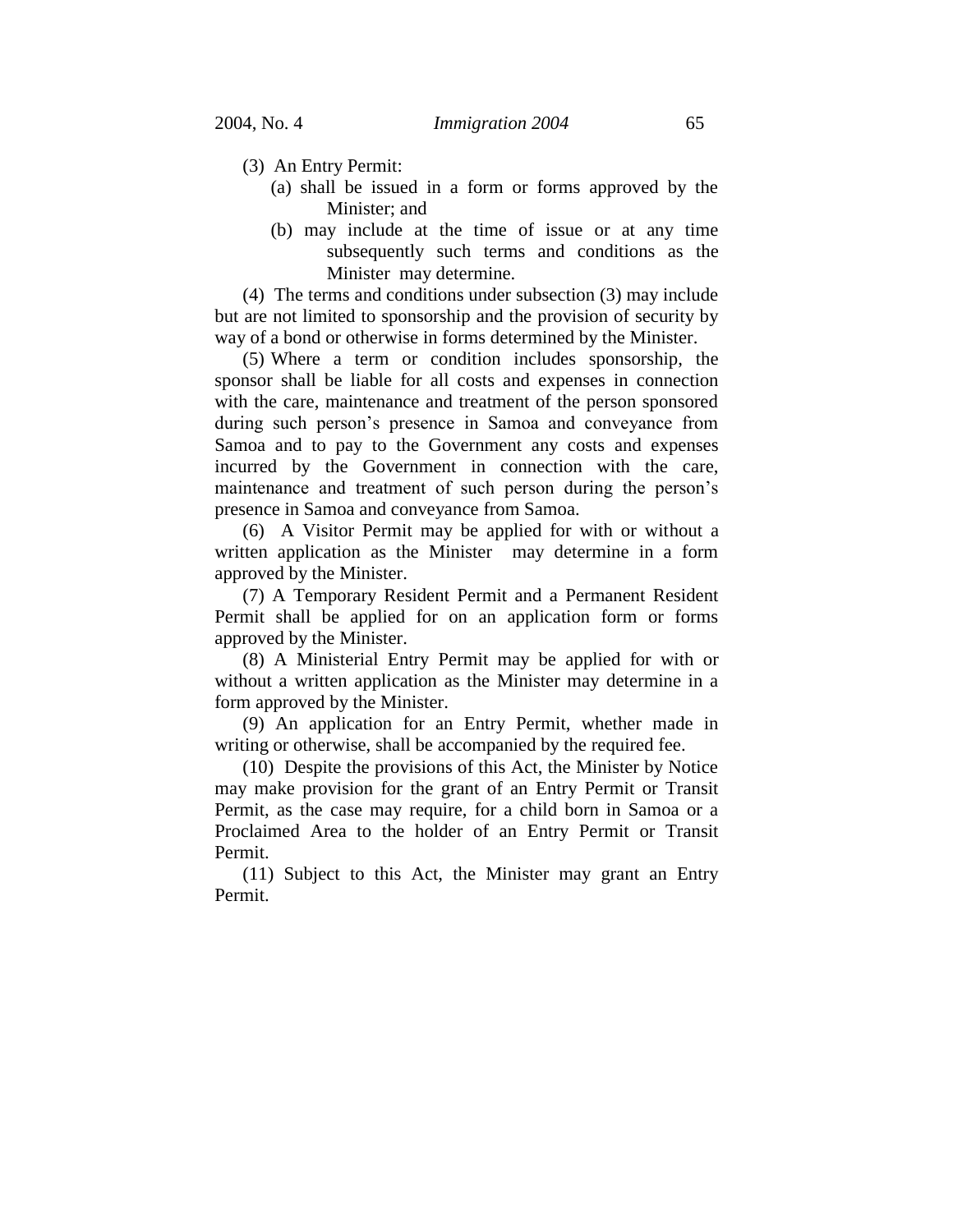(3) An Entry Permit:

(a) shall be issued in a form or forms approved by the Minister; and

(b) may include at the time of issue or at any time subsequently such terms and conditions as the Minister may determine.

(4) The terms and conditions under subsection (3) may include but are not limited to sponsorship and the provision of security by way of a bond or otherwise in forms determined by the Minister.

(5) Where a term or condition includes sponsorship, the sponsor shall be liable for all costs and expenses in connection with the care, maintenance and treatment of the person sponsored during such person's presence in Samoa and conveyance from Samoa and to pay to the Government any costs and expenses incurred by the Government in connection with the care, maintenance and treatment of such person during the person's presence in Samoa and conveyance from Samoa.

(6) A Visitor Permit may be applied for with or without a written application as the Minister may determine in a form approved by the Minister.

(7) A Temporary Resident Permit and a Permanent Resident Permit shall be applied for on an application form or forms approved by the Minister.

(8) A Ministerial Entry Permit may be applied for with or without a written application as the Minister may determine in a form approved by the Minister.

(9) An application for an Entry Permit, whether made in writing or otherwise, shall be accompanied by the required fee.

(10) Despite the provisions of this Act, the Minister by Notice may make provision for the grant of an Entry Permit or Transit Permit, as the case may require, for a child born in Samoa or a Proclaimed Area to the holder of an Entry Permit or Transit Permit.

(11) Subject to this Act, the Minister may grant an Entry Permit.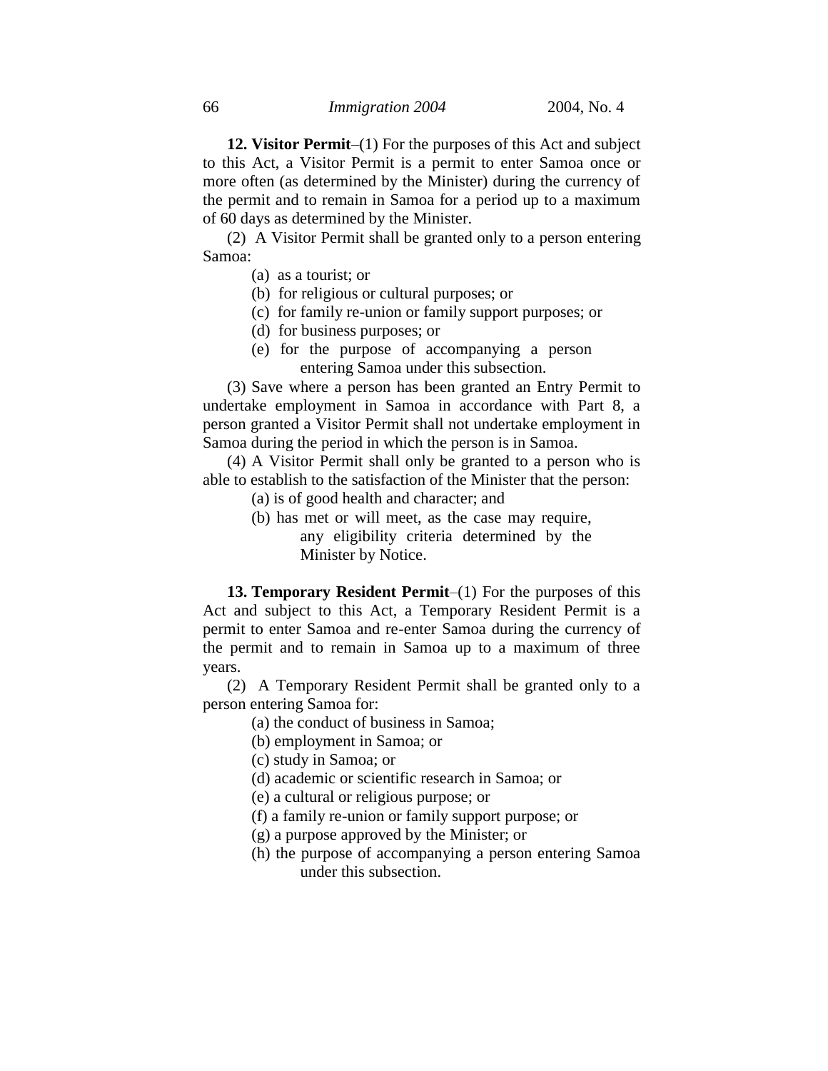**12. Visitor Permit**–(1) For the purposes of this Act and subject to this Act, a Visitor Permit is a permit to enter Samoa once or more often (as determined by the Minister) during the currency of the permit and to remain in Samoa for a period up to a maximum of 60 days as determined by the Minister.

(2) A Visitor Permit shall be granted only to a person entering Samoa:

- (a) as a tourist; or
- (b) for religious or cultural purposes; or
- (c) for family re-union or family support purposes; or
- (d) for business purposes; or
- (e) for the purpose of accompanying a person entering Samoa under this subsection.

(3) Save where a person has been granted an Entry Permit to undertake employment in Samoa in accordance with Part 8, a person granted a Visitor Permit shall not undertake employment in Samoa during the period in which the person is in Samoa.

(4) A Visitor Permit shall only be granted to a person who is able to establish to the satisfaction of the Minister that the person:

- (a) is of good health and character; and
- (b) has met or will meet, as the case may require, any eligibility criteria determined by the Minister by Notice.

**13. Temporary Resident Permit**–(1) For the purposes of this Act and subject to this Act, a Temporary Resident Permit is a permit to enter Samoa and re-enter Samoa during the currency of the permit and to remain in Samoa up to a maximum of three years.

(2) A Temporary Resident Permit shall be granted only to a person entering Samoa for:

- (a) the conduct of business in Samoa;
- (b) employment in Samoa; or
- (c) study in Samoa; or
- (d) academic or scientific research in Samoa; or
- (e) a cultural or religious purpose; or
- (f) a family re-union or family support purpose; or
- (g) a purpose approved by the Minister; or
- (h) the purpose of accompanying a person entering Samoa under this subsection.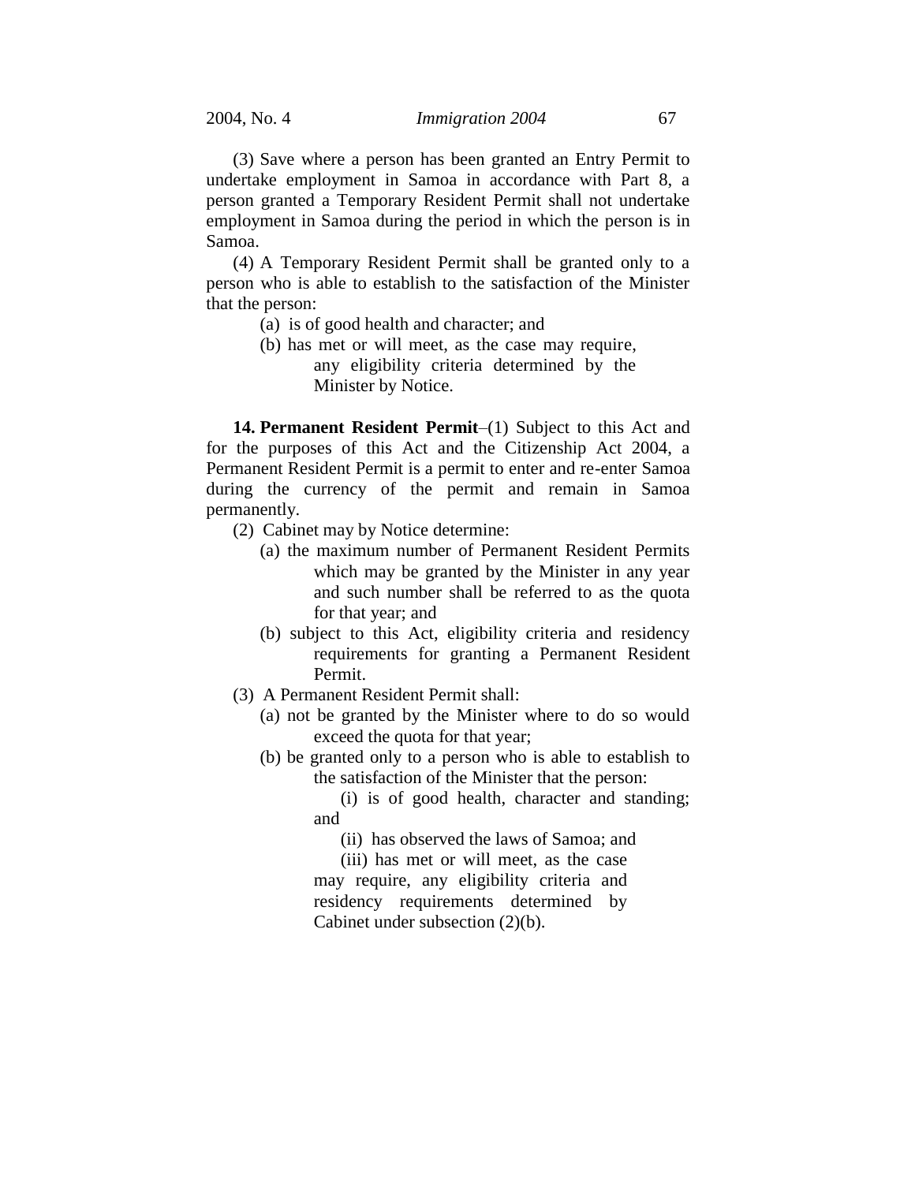(3) Save where a person has been granted an Entry Permit to undertake employment in Samoa in accordance with Part 8, a person granted a Temporary Resident Permit shall not undertake employment in Samoa during the period in which the person is in Samoa.

(4) A Temporary Resident Permit shall be granted only to a person who is able to establish to the satisfaction of the Minister that the person:

- (a) is of good health and character; and
- (b) has met or will meet, as the case may require, any eligibility criteria determined by the Minister by Notice.

**14. Permanent Resident Permit**–(1) Subject to this Act and for the purposes of this Act and the Citizenship Act 2004, a Permanent Resident Permit is a permit to enter and re-enter Samoa during the currency of the permit and remain in Samoa permanently.

(2) Cabinet may by Notice determine:

- (a) the maximum number of Permanent Resident Permits which may be granted by the Minister in any year and such number shall be referred to as the quota for that year; and
- (b) subject to this Act, eligibility criteria and residency requirements for granting a Permanent Resident Permit.

(3) A Permanent Resident Permit shall:

- (a) not be granted by the Minister where to do so would exceed the quota for that year;
- (b) be granted only to a person who is able to establish to the satisfaction of the Minister that the person:
  - (i) is of good health, character and standing; and
  - (ii) has observed the laws of Samoa; and
  - (iii) has met or will meet, as the case may require, any eligibility criteria and residency requirements determined by Cabinet under subsection (2)(b).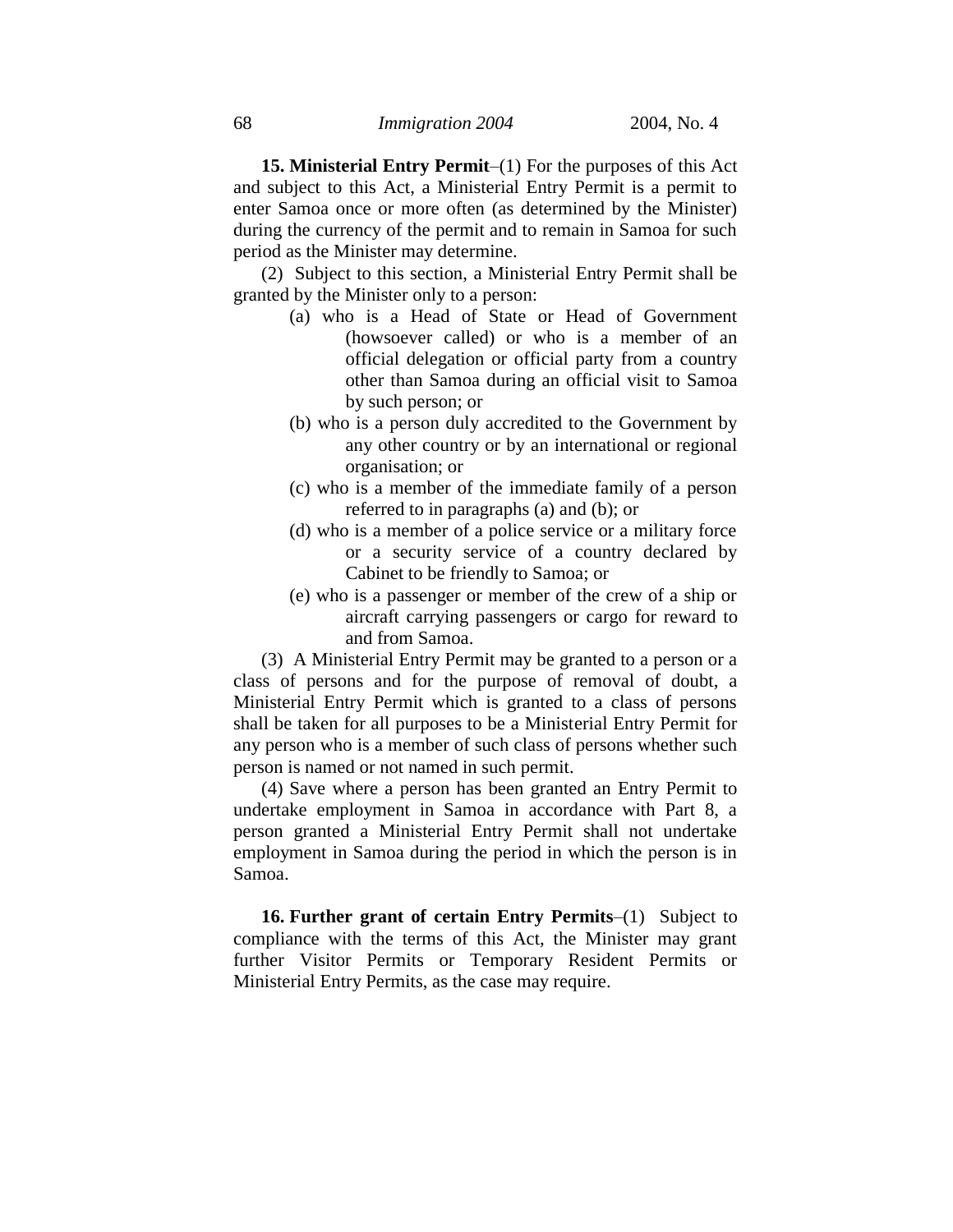**15. Ministerial Entry Permit**–(1) For the purposes of this Act and subject to this Act, a Ministerial Entry Permit is a permit to enter Samoa once or more often (as determined by the Minister) during the currency of the permit and to remain in Samoa for such period as the Minister may determine.

(2) Subject to this section, a Ministerial Entry Permit shall be granted by the Minister only to a person:

(a) who is a Head of State or Head of Government (howsoever called) or who is a member of an official delegation or official party from a country other than Samoa during an official visit to Samoa by such person; or

(b) who is a person duly accredited to the Government by any other country or by an international or regional organisation; or

(c) who is a member of the immediate family of a person referred to in paragraphs (a) and (b); or

(d) who is a member of a police service or a military force or a security service of a country declared by Cabinet to be friendly to Samoa; or

(e) who is a passenger or member of the crew of a ship or aircraft carrying passengers or cargo for reward to and from Samoa.

(3) A Ministerial Entry Permit may be granted to a person or a class of persons and for the purpose of removal of doubt, a Ministerial Entry Permit which is granted to a class of persons shall be taken for all purposes to be a Ministerial Entry Permit for any person who is a member of such class of persons whether such person is named or not named in such permit.

(4) Save where a person has been granted an Entry Permit to undertake employment in Samoa in accordance with Part 8, a person granted a Ministerial Entry Permit shall not undertake employment in Samoa during the period in which the person is in Samoa.

**16. Further grant of certain Entry Permits**–(1) Subject to compliance with the terms of this Act, the Minister may grant further Visitor Permits or Temporary Resident Permits or Ministerial Entry Permits, as the case may require.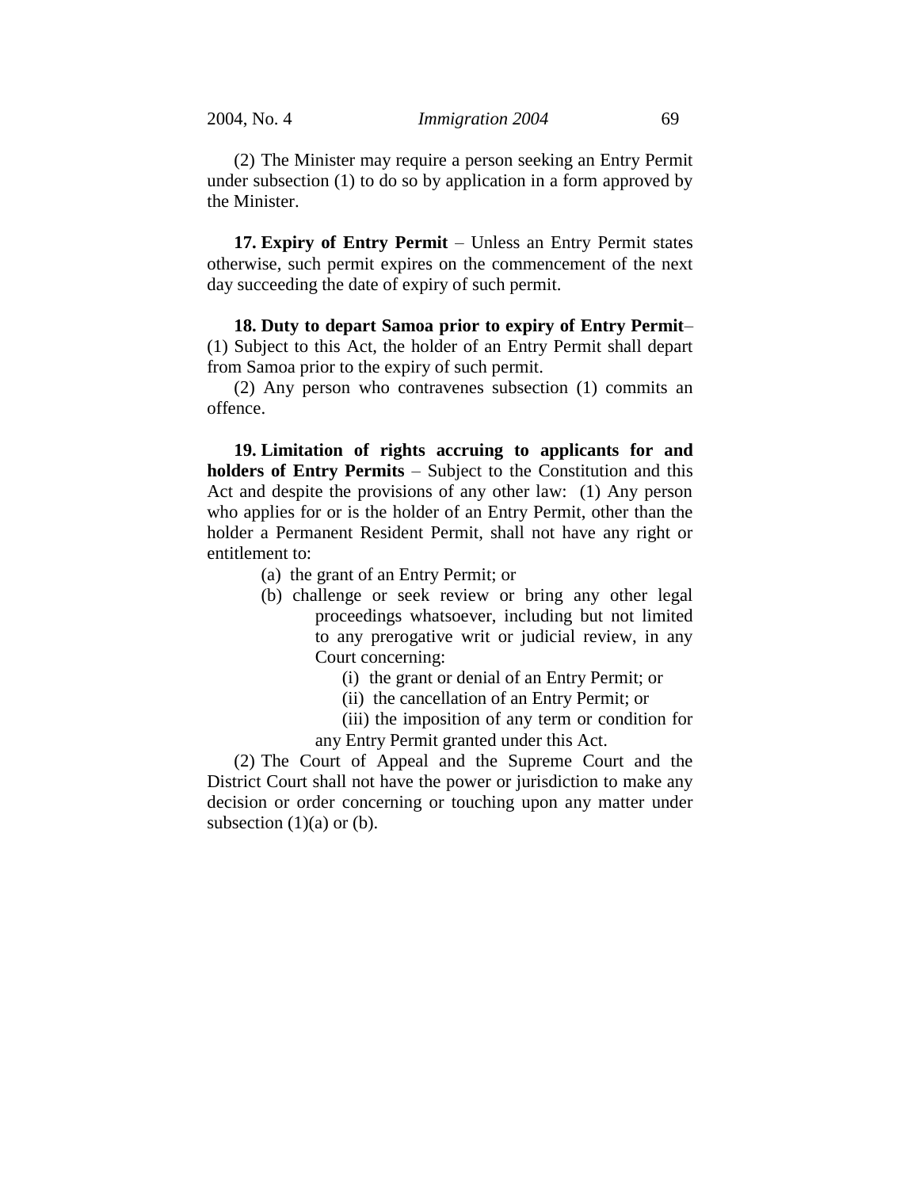(2) The Minister may require a person seeking an Entry Permit under subsection (1) to do so by application in a form approved by the Minister.

**17. Expiry of Entry Permit** – Unless an Entry Permit states otherwise, such permit expires on the commencement of the next day succeeding the date of expiry of such permit.

**18. Duty to depart Samoa prior to expiry of Entry Permit**– (1) Subject to this Act, the holder of an Entry Permit shall depart from Samoa prior to the expiry of such permit.

(2) Any person who contravenes subsection (1) commits an offence.

**19. Limitation of rights accruing to applicants for and holders of Entry Permits** – Subject to the Constitution and this Act and despite the provisions of any other law: (1) Any person who applies for or is the holder of an Entry Permit, other than the holder a Permanent Resident Permit, shall not have any right or entitlement to:

- (a) the grant of an Entry Permit; or
- (b) challenge or seek review or bring any other legal proceedings whatsoever, including but not limited to any prerogative writ or judicial review, in any Court concerning:
  - (i) the grant or denial of an Entry Permit; or
  - (ii) the cancellation of an Entry Permit; or
  - (iii) the imposition of any term or condition for any Entry Permit granted under this Act.

(2) The Court of Appeal and the Supreme Court and the District Court shall not have the power or jurisdiction to make any decision or order concerning or touching upon any matter under subsection (1)(a) or (b).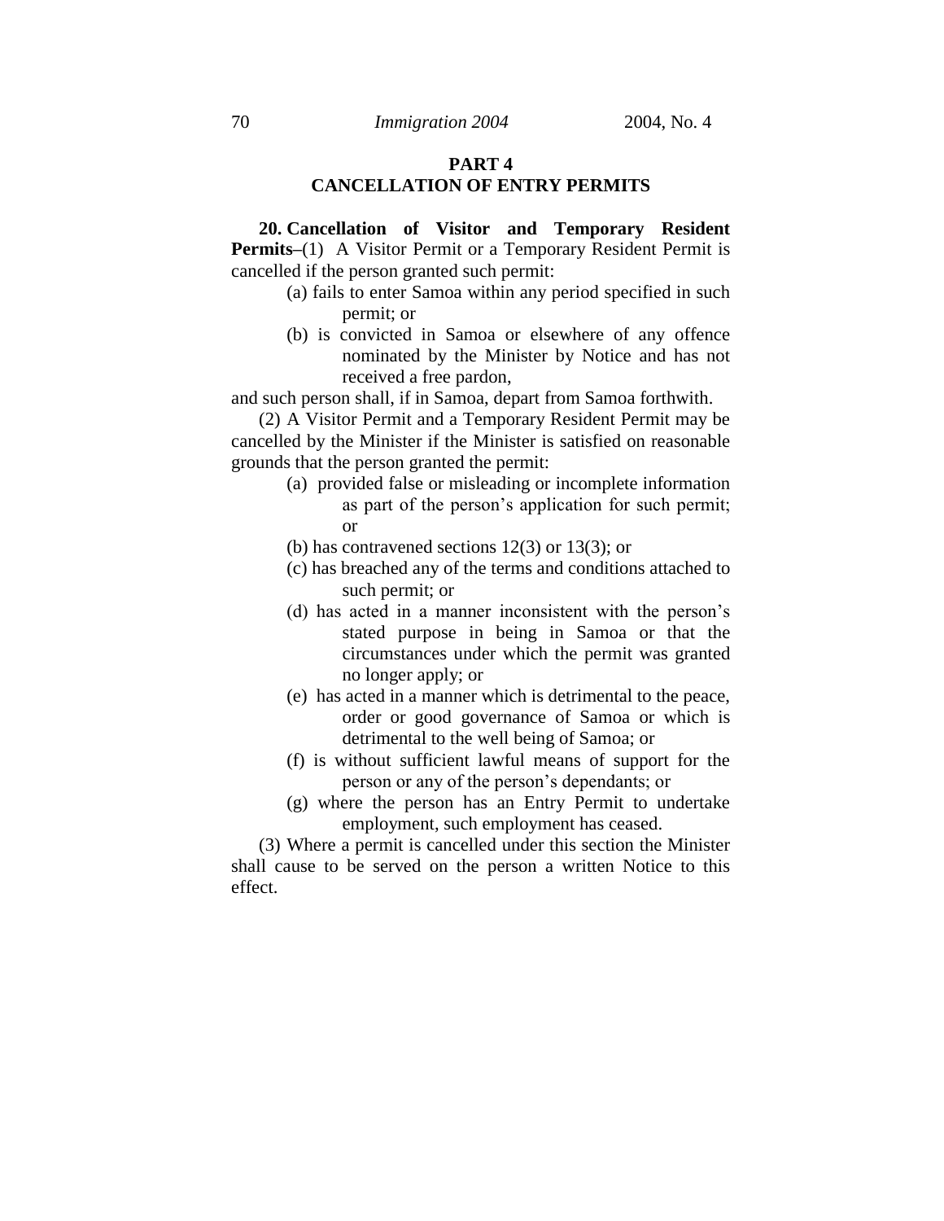## PART 4
## CANCELLATION OF ENTRY PERMITS

**20. Cancellation of Visitor and Temporary Resident Permits**–(1) A Visitor Permit or a Temporary Resident Permit is cancelled if the person granted such permit:

(a) fails to enter Samoa within any period specified in such permit; or

(b) is convicted in Samoa or elsewhere of any offence nominated by the Minister by Notice and has not received a free pardon,

and such person shall, if in Samoa, depart from Samoa forthwith.

(2) A Visitor Permit and a Temporary Resident Permit may be cancelled by the Minister if the Minister is satisfied on reasonable grounds that the person granted the permit:

(a) provided false or misleading or incomplete information as part of the person's application for such permit; or

(b) has contravened sections 12(3) or 13(3); or

(c) has breached any of the terms and conditions attached to such permit; or

(d) has acted in a manner inconsistent with the person's stated purpose in being in Samoa or that the circumstances under which the permit was granted no longer apply; or

(e) has acted in a manner which is detrimental to the peace, order or good governance of Samoa or which is detrimental to the well being of Samoa; or

(f) is without sufficient lawful means of support for the person or any of the person's dependants; or

(g) where the person has an Entry Permit to undertake employment, such employment has ceased.

(3) Where a permit is cancelled under this section the Minister shall cause to be served on the person a written Notice to this effect.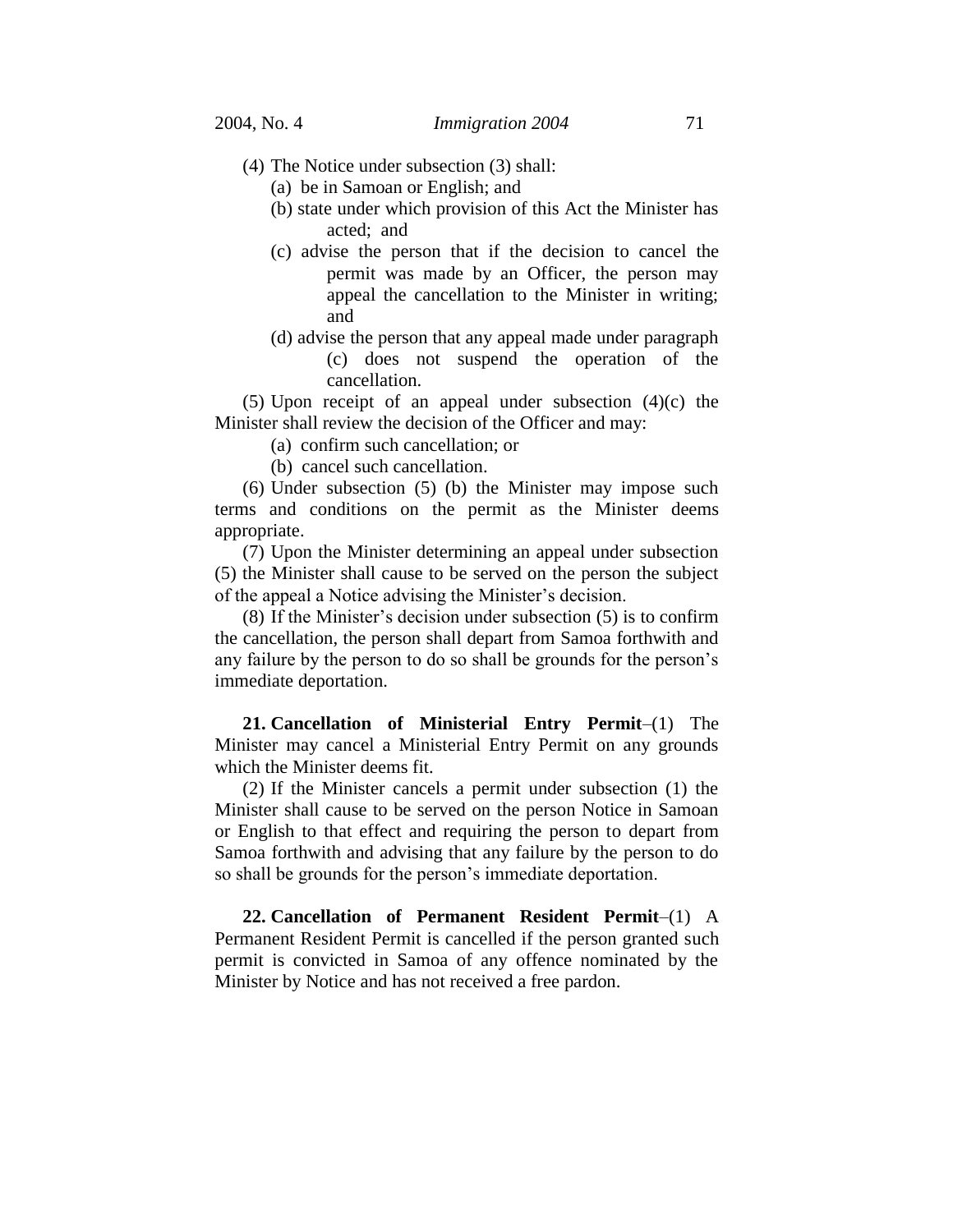(4) The Notice under subsection (3) shall:

(a) be in Samoan or English; and

(b) state under which provision of this Act the Minister has acted; and

(c) advise the person that if the decision to cancel the permit was made by an Officer, the person may appeal the cancellation to the Minister in writing; and

(d) advise the person that any appeal made under paragraph (c) does not suspend the operation of the cancellation.

(5) Upon receipt of an appeal under subsection (4)(c) the Minister shall review the decision of the Officer and may:

(a) confirm such cancellation; or

(b) cancel such cancellation.

(6) Under subsection (5) (b) the Minister may impose such terms and conditions on the permit as the Minister deems appropriate.

(7) Upon the Minister determining an appeal under subsection (5) the Minister shall cause to be served on the person the subject of the appeal a Notice advising the Minister's decision.

(8) If the Minister's decision under subsection (5) is to confirm the cancellation, the person shall depart from Samoa forthwith and any failure by the person to do so shall be grounds for the person's immediate deportation.

**21. Cancellation of Ministerial Entry Permit**–(1) The Minister may cancel a Ministerial Entry Permit on any grounds which the Minister deems fit.

(2) If the Minister cancels a permit under subsection (1) the Minister shall cause to be served on the person Notice in Samoan or English to that effect and requiring the person to depart from Samoa forthwith and advising that any failure by the person to do so shall be grounds for the person's immediate deportation.

**22. Cancellation of Permanent Resident Permit**–(1) A Permanent Resident Permit is cancelled if the person granted such permit is convicted in Samoa of any offence nominated by the Minister by Notice and has not received a free pardon.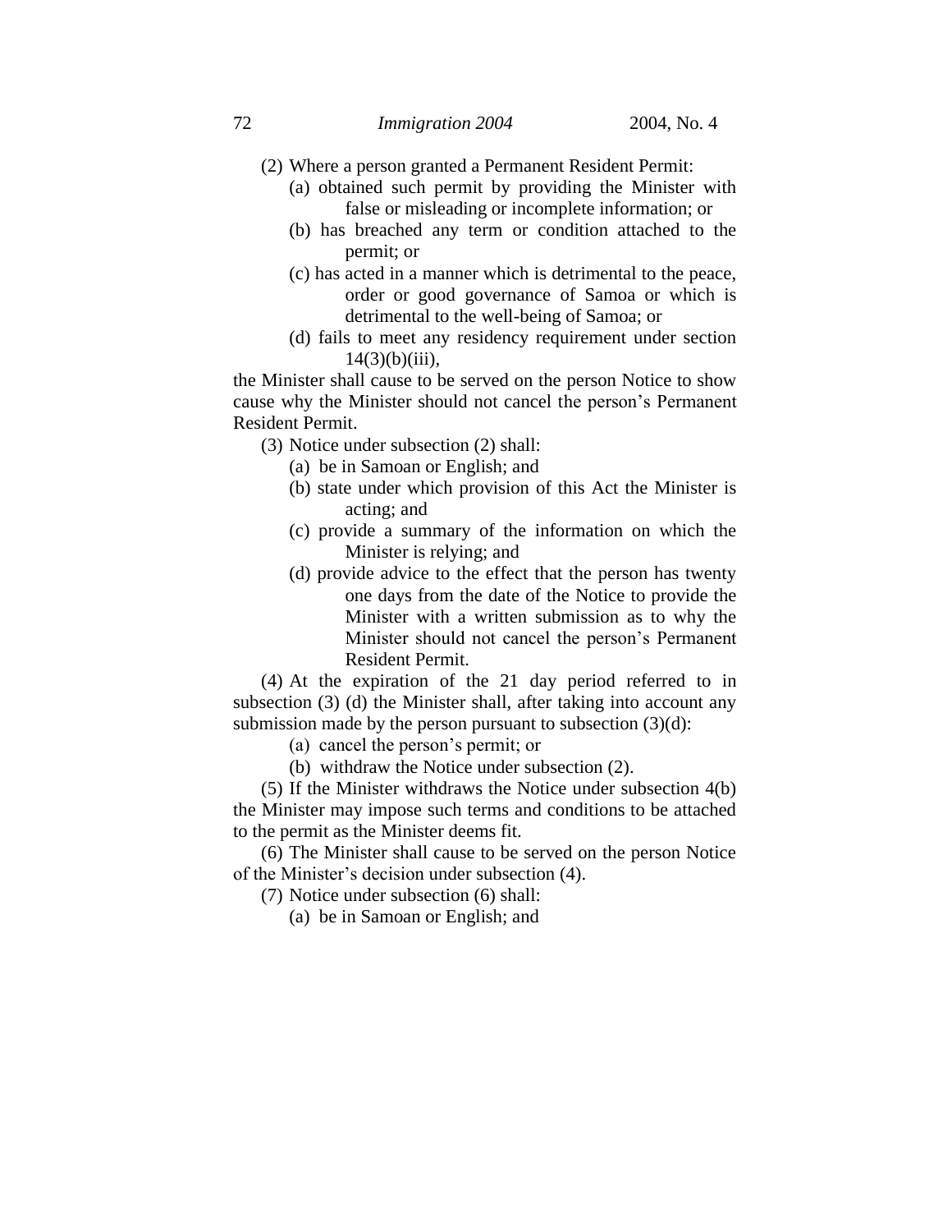(2) Where a person granted a Permanent Resident Permit:

(a) obtained such permit by providing the Minister with false or misleading or incomplete information; or

(b) has breached any term or condition attached to the permit; or

(c) has acted in a manner which is detrimental to the peace, order or good governance of Samoa or which is detrimental to the well-being of Samoa; or

(d) fails to meet any residency requirement under section 14(3)(b)(iii),

the Minister shall cause to be served on the person Notice to show cause why the Minister should not cancel the person's Permanent Resident Permit.

(3) Notice under subsection (2) shall:

(a) be in Samoan or English; and

(b) state under which provision of this Act the Minister is acting; and

(c) provide a summary of the information on which the Minister is relying; and

(d) provide advice to the effect that the person has twenty one days from the date of the Notice to provide the Minister with a written submission as to why the Minister should not cancel the person's Permanent Resident Permit.

(4) At the expiration of the 21 day period referred to in subsection (3) (d) the Minister shall, after taking into account any submission made by the person pursuant to subsection (3)(d):

(a) cancel the person's permit; or

(b) withdraw the Notice under subsection (2).

(5) If the Minister withdraws the Notice under subsection 4(b) the Minister may impose such terms and conditions to be attached to the permit as the Minister deems fit.

(6) The Minister shall cause to be served on the person Notice of the Minister's decision under subsection (4).

(7) Notice under subsection (6) shall:

(a) be in Samoan or English; and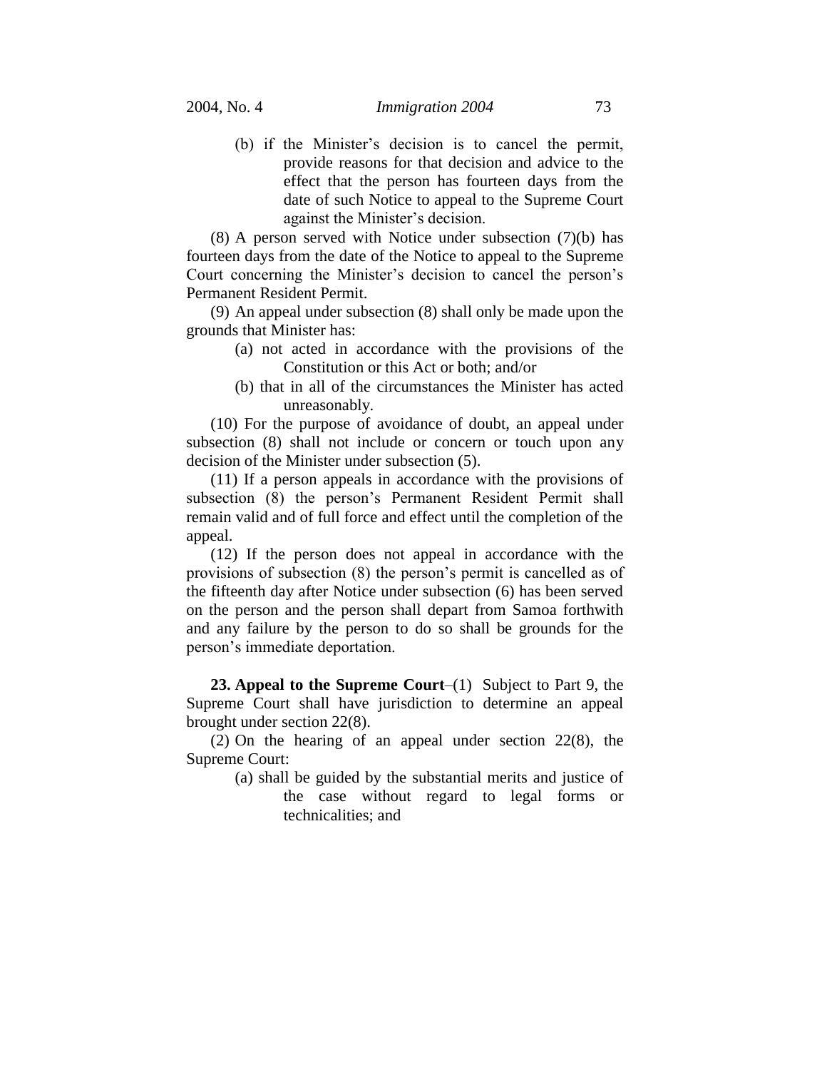(b) if the Minister's decision is to cancel the permit, provide reasons for that decision and advice to the effect that the person has fourteen days from the date of such Notice to appeal to the Supreme Court against the Minister's decision.

(8) A person served with Notice under subsection (7)(b) has fourteen days from the date of the Notice to appeal to the Supreme Court concerning the Minister's decision to cancel the person's Permanent Resident Permit.

(9) An appeal under subsection (8) shall only be made upon the grounds that Minister has:

(a) not acted in accordance with the provisions of the Constitution or this Act or both; and/or

(b) that in all of the circumstances the Minister has acted unreasonably.

(10) For the purpose of avoidance of doubt, an appeal under subsection (8) shall not include or concern or touch upon any decision of the Minister under subsection (5).

(11) If a person appeals in accordance with the provisions of subsection (8) the person's Permanent Resident Permit shall remain valid and of full force and effect until the completion of the appeal.

(12) If the person does not appeal in accordance with the provisions of subsection (8) the person's permit is cancelled as of the fifteenth day after Notice under subsection (6) has been served on the person and the person shall depart from Samoa forthwith and any failure by the person to do so shall be grounds for the person's immediate deportation.

**23. Appeal to the Supreme Court**–(1) Subject to Part 9, the Supreme Court shall have jurisdiction to determine an appeal brought under section 22(8).

(2) On the hearing of an appeal under section 22(8), the Supreme Court:

(a) shall be guided by the substantial merits and justice of the case without regard to legal forms or technicalities; and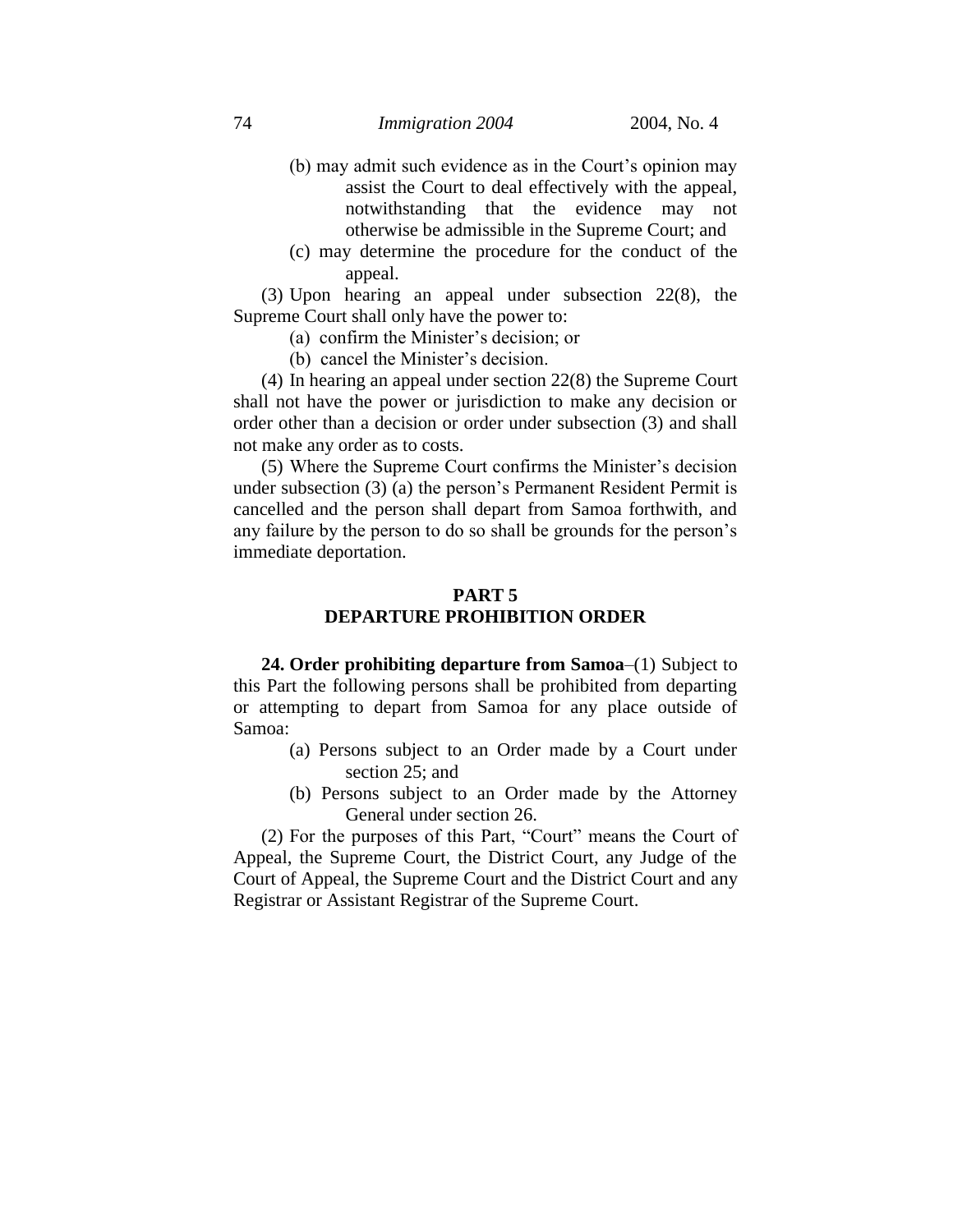(b) may admit such evidence as in the Court's opinion may assist the Court to deal effectively with the appeal, notwithstanding that the evidence may not otherwise be admissible in the Supreme Court; and

(c) may determine the procedure for the conduct of the appeal.

(3) Upon hearing an appeal under subsection 22(8), the Supreme Court shall only have the power to:

(a) confirm the Minister's decision; or

(b) cancel the Minister's decision.

(4) In hearing an appeal under section 22(8) the Supreme Court shall not have the power or jurisdiction to make any decision or order other than a decision or order under subsection (3) and shall not make any order as to costs.

(5) Where the Supreme Court confirms the Minister's decision under subsection (3) (a) the person's Permanent Resident Permit is cancelled and the person shall depart from Samoa forthwith, and any failure by the person to do so shall be grounds for the person's immediate deportation.

## PART 5
## DEPARTURE PROHIBITION ORDER

**24. Order prohibiting departure from Samoa**–(1) Subject to this Part the following persons shall be prohibited from departing or attempting to depart from Samoa for any place outside of Samoa:

(a) Persons subject to an Order made by a Court under section 25; and

(b) Persons subject to an Order made by the Attorney General under section 26.

(2) For the purposes of this Part, "Court" means the Court of Appeal, the Supreme Court, the District Court, any Judge of the Court of Appeal, the Supreme Court and the District Court and any Registrar or Assistant Registrar of the Supreme Court.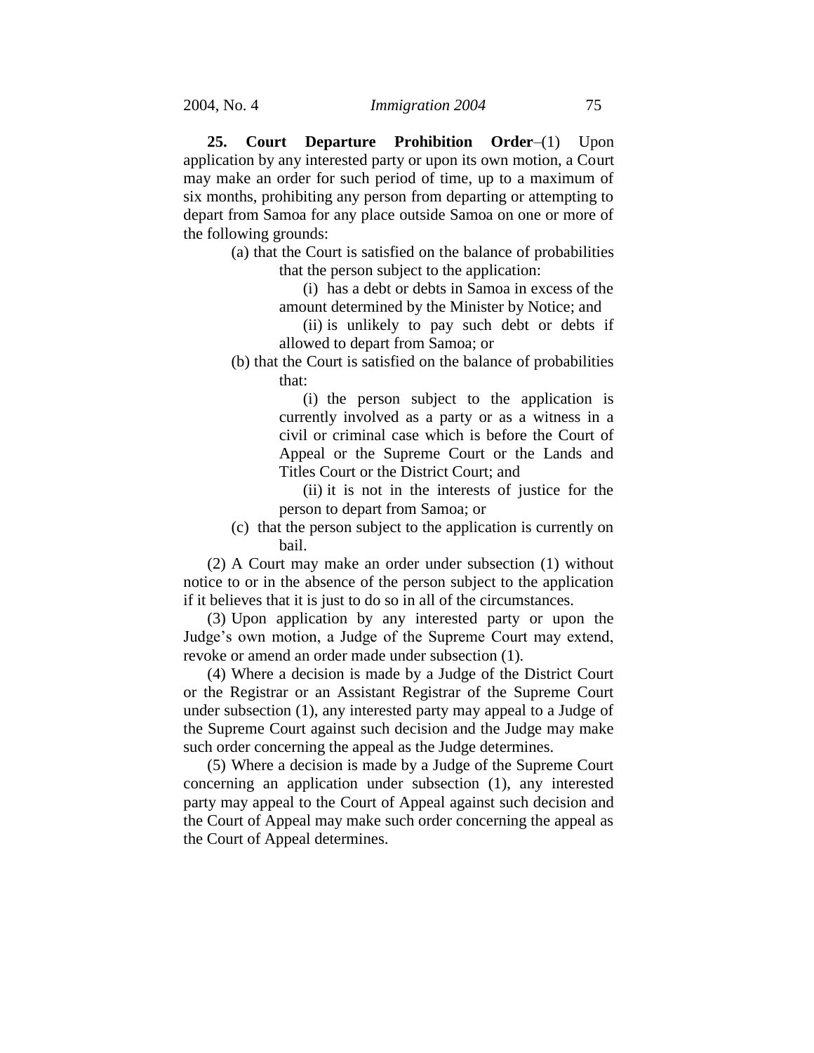**25. Court Departure Prohibition Order**–(1) Upon application by any interested party or upon its own motion, a Court may make an order for such period of time, up to a maximum of six months, prohibiting any person from departing or attempting to depart from Samoa for any place outside Samoa on one or more of the following grounds:

(a) that the Court is satisfied on the balance of probabilities that the person subject to the application:

(i) has a debt or debts in Samoa in excess of the amount determined by the Minister by Notice; and

(ii) is unlikely to pay such debt or debts if allowed to depart from Samoa; or

(b) that the Court is satisfied on the balance of probabilities that:

(i) the person subject to the application is currently involved as a party or as a witness in a civil or criminal case which is before the Court of Appeal or the Supreme Court or the Lands and Titles Court or the District Court; and

(ii) it is not in the interests of justice for the person to depart from Samoa; or

(c) that the person subject to the application is currently on bail.

(2) A Court may make an order under subsection (1) without notice to or in the absence of the person subject to the application if it believes that it is just to do so in all of the circumstances.

(3) Upon application by any interested party or upon the Judge's own motion, a Judge of the Supreme Court may extend, revoke or amend an order made under subsection (1).

(4) Where a decision is made by a Judge of the District Court or the Registrar or an Assistant Registrar of the Supreme Court under subsection (1), any interested party may appeal to a Judge of the Supreme Court against such decision and the Judge may make such order concerning the appeal as the Judge determines.

(5) Where a decision is made by a Judge of the Supreme Court concerning an application under subsection (1), any interested party may appeal to the Court of Appeal against such decision and the Court of Appeal may make such order concerning the appeal as the Court of Appeal determines.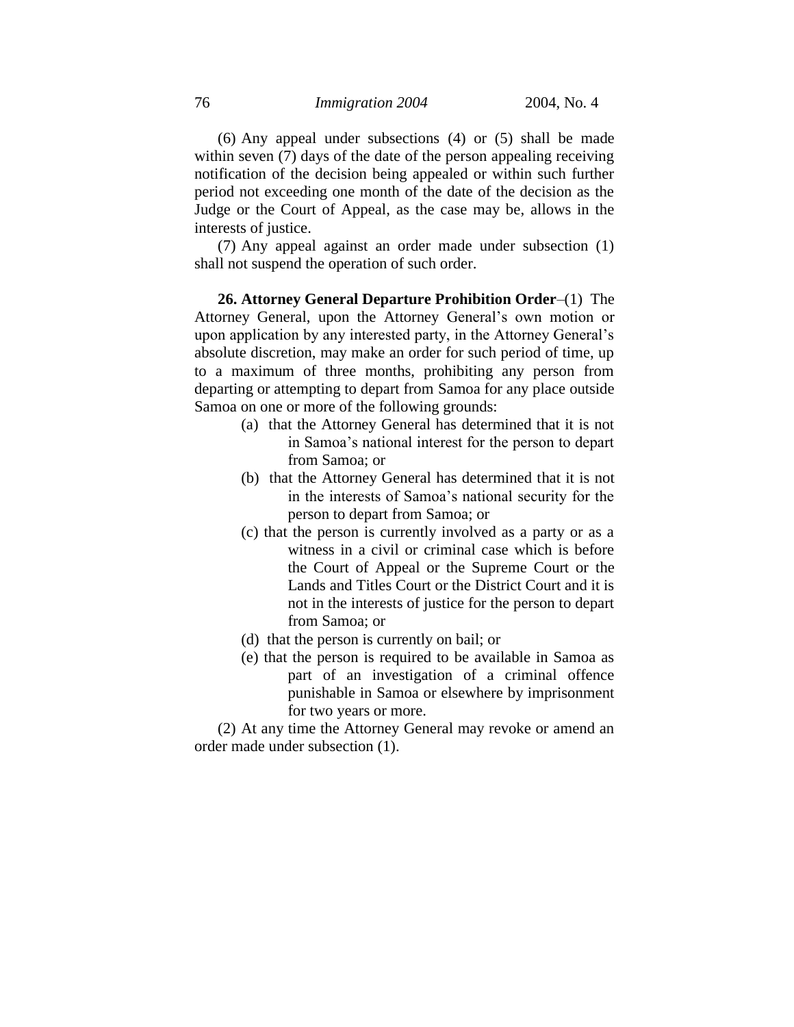(6) Any appeal under subsections (4) or (5) shall be made within seven (7) days of the date of the person appealing receiving notification of the decision being appealed or within such further period not exceeding one month of the date of the decision as the Judge or the Court of Appeal, as the case may be, allows in the interests of justice.

(7) Any appeal against an order made under subsection (1) shall not suspend the operation of such order.

**26. Attorney General Departure Prohibition Order**–(1) The Attorney General, upon the Attorney General's own motion or upon application by any interested party, in the Attorney General's absolute discretion, may make an order for such period of time, up to a maximum of three months, prohibiting any person from departing or attempting to depart from Samoa for any place outside Samoa on one or more of the following grounds:

(a) that the Attorney General has determined that it is not in Samoa's national interest for the person to depart from Samoa; or

(b) that the Attorney General has determined that it is not in the interests of Samoa's national security for the person to depart from Samoa; or

(c) that the person is currently involved as a party or as a witness in a civil or criminal case which is before the Court of Appeal or the Supreme Court or the Lands and Titles Court or the District Court and it is not in the interests of justice for the person to depart from Samoa; or

(d) that the person is currently on bail; or

(e) that the person is required to be available in Samoa as part of an investigation of a criminal offence punishable in Samoa or elsewhere by imprisonment for two years or more.

(2) At any time the Attorney General may revoke or amend an order made under subsection (1).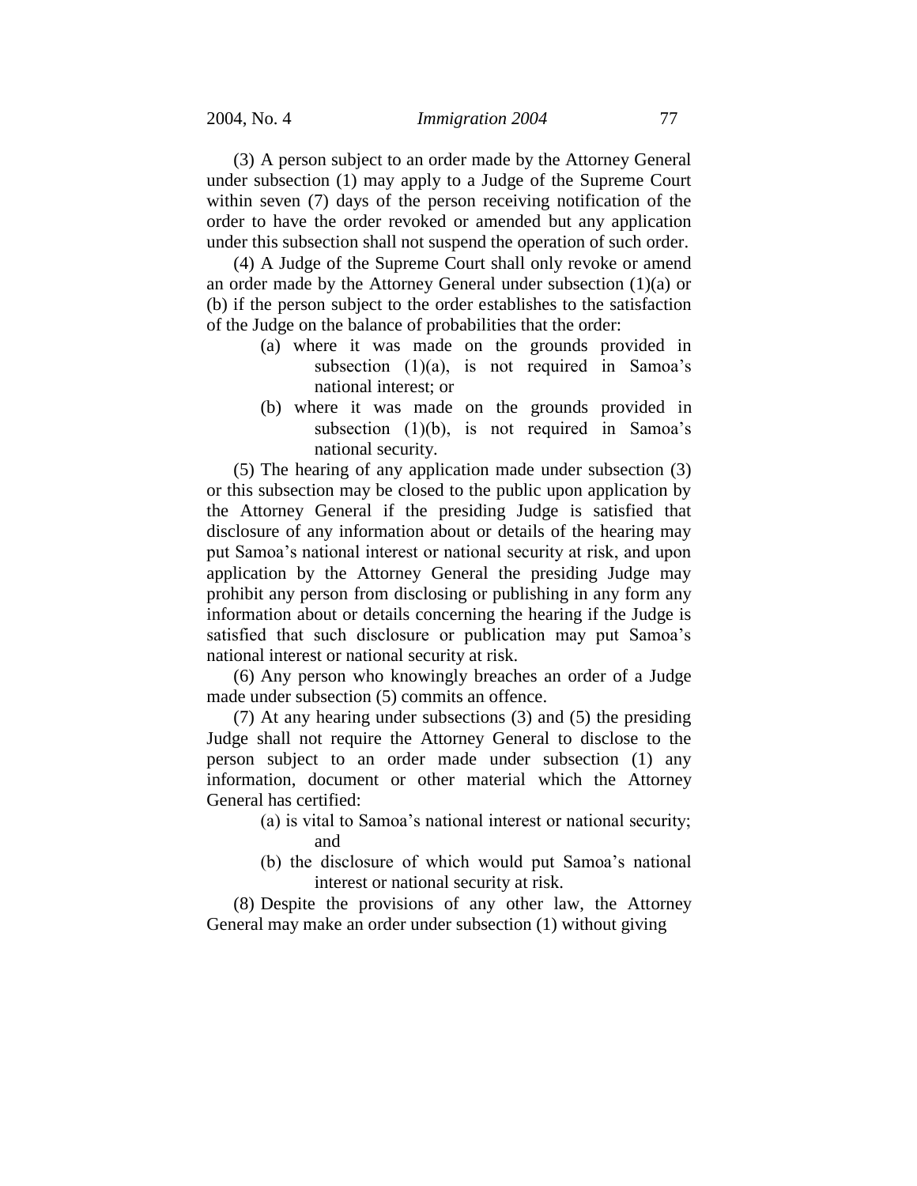(3) A person subject to an order made by the Attorney General under subsection (1) may apply to a Judge of the Supreme Court within seven (7) days of the person receiving notification of the order to have the order revoked or amended but any application under this subsection shall not suspend the operation of such order.

(4) A Judge of the Supreme Court shall only revoke or amend an order made by the Attorney General under subsection (1)(a) or (b) if the person subject to the order establishes to the satisfaction of the Judge on the balance of probabilities that the order:

- (a) where it was made on the grounds provided in subsection (1)(a), is not required in Samoa's national interest; or
- (b) where it was made on the grounds provided in subsection (1)(b), is not required in Samoa's national security.

(5) The hearing of any application made under subsection (3) or this subsection may be closed to the public upon application by the Attorney General if the presiding Judge is satisfied that disclosure of any information about or details of the hearing may put Samoa's national interest or national security at risk, and upon application by the Attorney General the presiding Judge may prohibit any person from disclosing or publishing in any form any information about or details concerning the hearing if the Judge is satisfied that such disclosure or publication may put Samoa's national interest or national security at risk.

(6) Any person who knowingly breaches an order of a Judge made under subsection (5) commits an offence.

(7) At any hearing under subsections (3) and (5) the presiding Judge shall not require the Attorney General to disclose to the person subject to an order made under subsection (1) any information, document or other material which the Attorney General has certified:

- (a) is vital to Samoa's national interest or national security; and
- (b) the disclosure of which would put Samoa's national interest or national security at risk.

(8) Despite the provisions of any other law, the Attorney General may make an order under subsection (1) without giving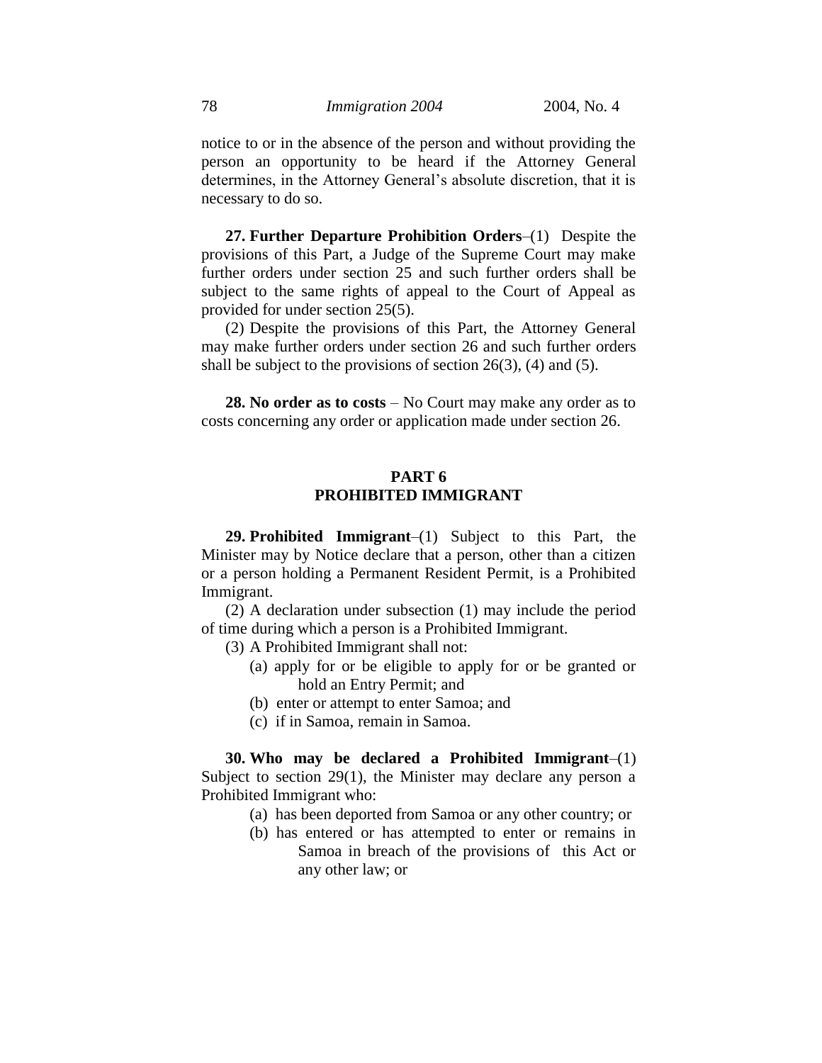notice to or in the absence of the person and without providing the person an opportunity to be heard if the Attorney General determines, in the Attorney General's absolute discretion, that it is necessary to do so.

**27. Further Departure Prohibition Orders**–(1) Despite the provisions of this Part, a Judge of the Supreme Court may make further orders under section 25 and such further orders shall be subject to the same rights of appeal to the Court of Appeal as provided for under section 25(5).

(2) Despite the provisions of this Part, the Attorney General may make further orders under section 26 and such further orders shall be subject to the provisions of section 26(3), (4) and (5).

**28. No order as to costs** – No Court may make any order as to costs concerning any order or application made under section 26.

## PART 6
## PROHIBITED IMMIGRANT

**29. Prohibited Immigrant**–(1) Subject to this Part, the Minister may by Notice declare that a person, other than a citizen or a person holding a Permanent Resident Permit, is a Prohibited Immigrant.

(2) A declaration under subsection (1) may include the period of time during which a person is a Prohibited Immigrant.

(3) A Prohibited Immigrant shall not:

(a) apply for or be eligible to apply for or be granted or hold an Entry Permit; and

(b) enter or attempt to enter Samoa; and

(c) if in Samoa, remain in Samoa.

**30. Who may be declared a Prohibited Immigrant**–(1) Subject to section 29(1), the Minister may declare any person a Prohibited Immigrant who:

(a) has been deported from Samoa or any other country; or

(b) has entered or has attempted to enter or remains in Samoa in breach of the provisions of this Act or any other law; or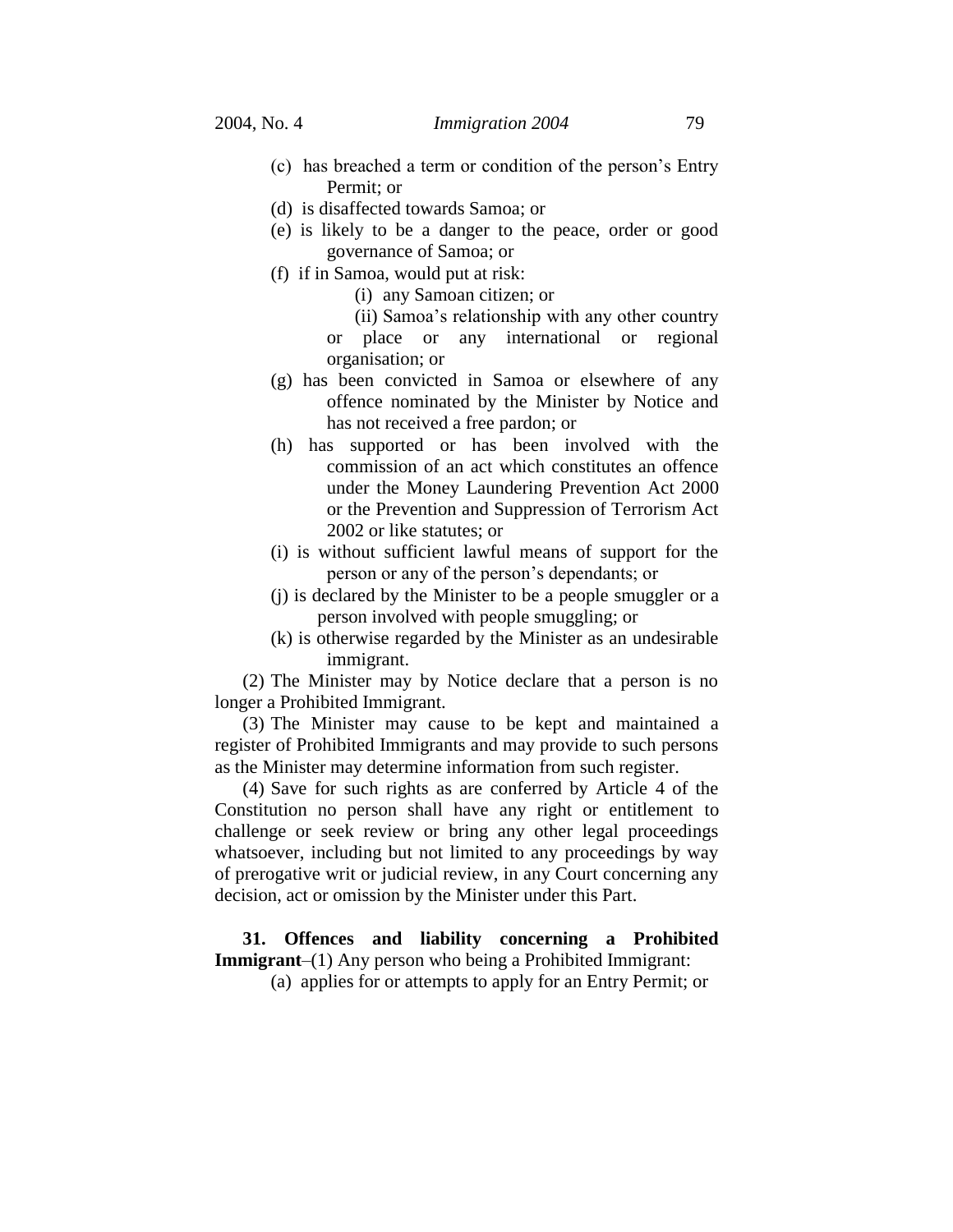(c) has breached a term or condition of the person's Entry Permit; or

(d) is disaffected towards Samoa; or

(e) is likely to be a danger to the peace, order or good governance of Samoa; or

(f) if in Samoa, would put at risk:

 (i) any Samoan citizen; or

 (ii) Samoa's relationship with any other country or place or any international or regional organisation; or

(g) has been convicted in Samoa or elsewhere of any offence nominated by the Minister by Notice and has not received a free pardon; or

(h) has supported or has been involved with the commission of an act which constitutes an offence under the Money Laundering Prevention Act 2000 or the Prevention and Suppression of Terrorism Act 2002 or like statutes; or

(i) is without sufficient lawful means of support for the person or any of the person's dependants; or

(j) is declared by the Minister to be a people smuggler or a person involved with people smuggling; or

(k) is otherwise regarded by the Minister as an undesirable immigrant.

(2) The Minister may by Notice declare that a person is no longer a Prohibited Immigrant.

(3) The Minister may cause to be kept and maintained a register of Prohibited Immigrants and may provide to such persons as the Minister may determine information from such register.

(4) Save for such rights as are conferred by Article 4 of the Constitution no person shall have any right or entitlement to challenge or seek review or bring any other legal proceedings whatsoever, including but not limited to any proceedings by way of prerogative writ or judicial review, in any Court concerning any decision, act or omission by the Minister under this Part.

**31. Offences and liability concerning a Prohibited Immigrant**–(1) Any person who being a Prohibited Immigrant:

(a) applies for or attempts to apply for an Entry Permit; or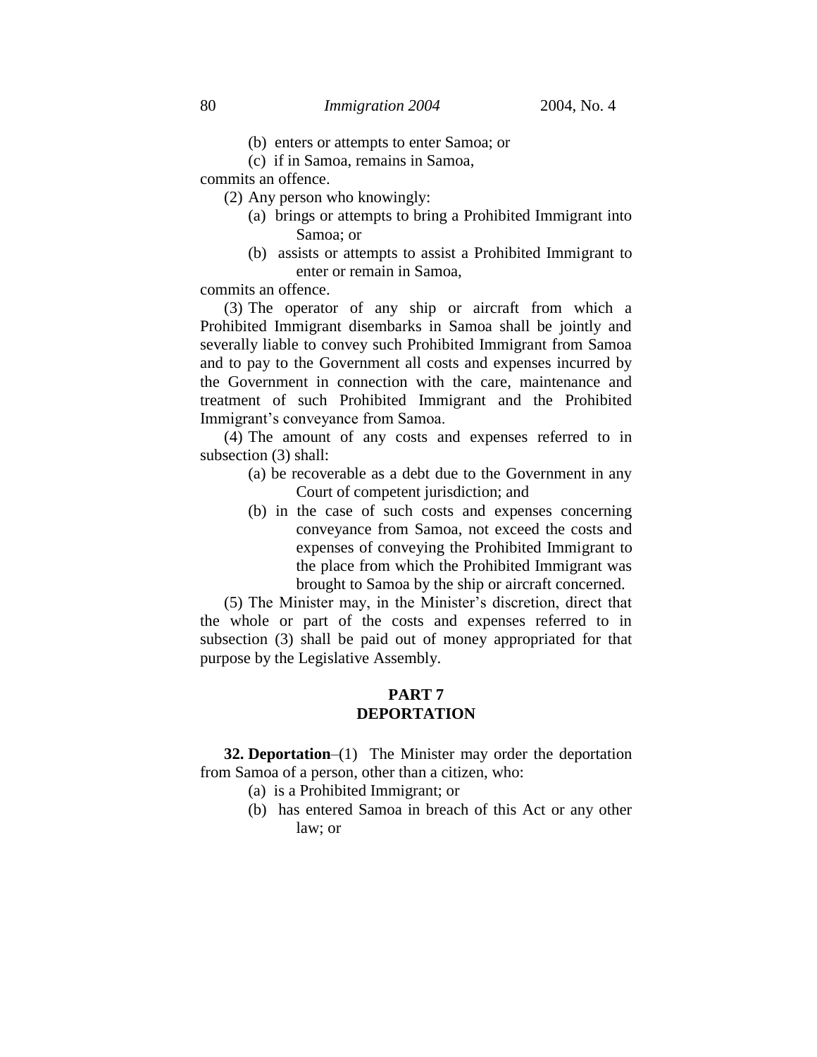(b) enters or attempts to enter Samoa; or

(c) if in Samoa, remains in Samoa,

commits an offence.

(2) Any person who knowingly:

(a) brings or attempts to bring a Prohibited Immigrant into Samoa; or

(b) assists or attempts to assist a Prohibited Immigrant to enter or remain in Samoa,

commits an offence.

(3) The operator of any ship or aircraft from which a Prohibited Immigrant disembarks in Samoa shall be jointly and severally liable to convey such Prohibited Immigrant from Samoa and to pay to the Government all costs and expenses incurred by the Government in connection with the care, maintenance and treatment of such Prohibited Immigrant and the Prohibited Immigrant's conveyance from Samoa.

(4) The amount of any costs and expenses referred to in subsection (3) shall:

(a) be recoverable as a debt due to the Government in any Court of competent jurisdiction; and

(b) in the case of such costs and expenses concerning conveyance from Samoa, not exceed the costs and expenses of conveying the Prohibited Immigrant to the place from which the Prohibited Immigrant was brought to Samoa by the ship or aircraft concerned.

(5) The Minister may, in the Minister's discretion, direct that the whole or part of the costs and expenses referred to in subsection (3) shall be paid out of money appropriated for that purpose by the Legislative Assembly.

## PART 7
## DEPORTATION

**32. Deportation**–(1) The Minister may order the deportation from Samoa of a person, other than a citizen, who:

(a) is a Prohibited Immigrant; or

(b) has entered Samoa in breach of this Act or any other law; or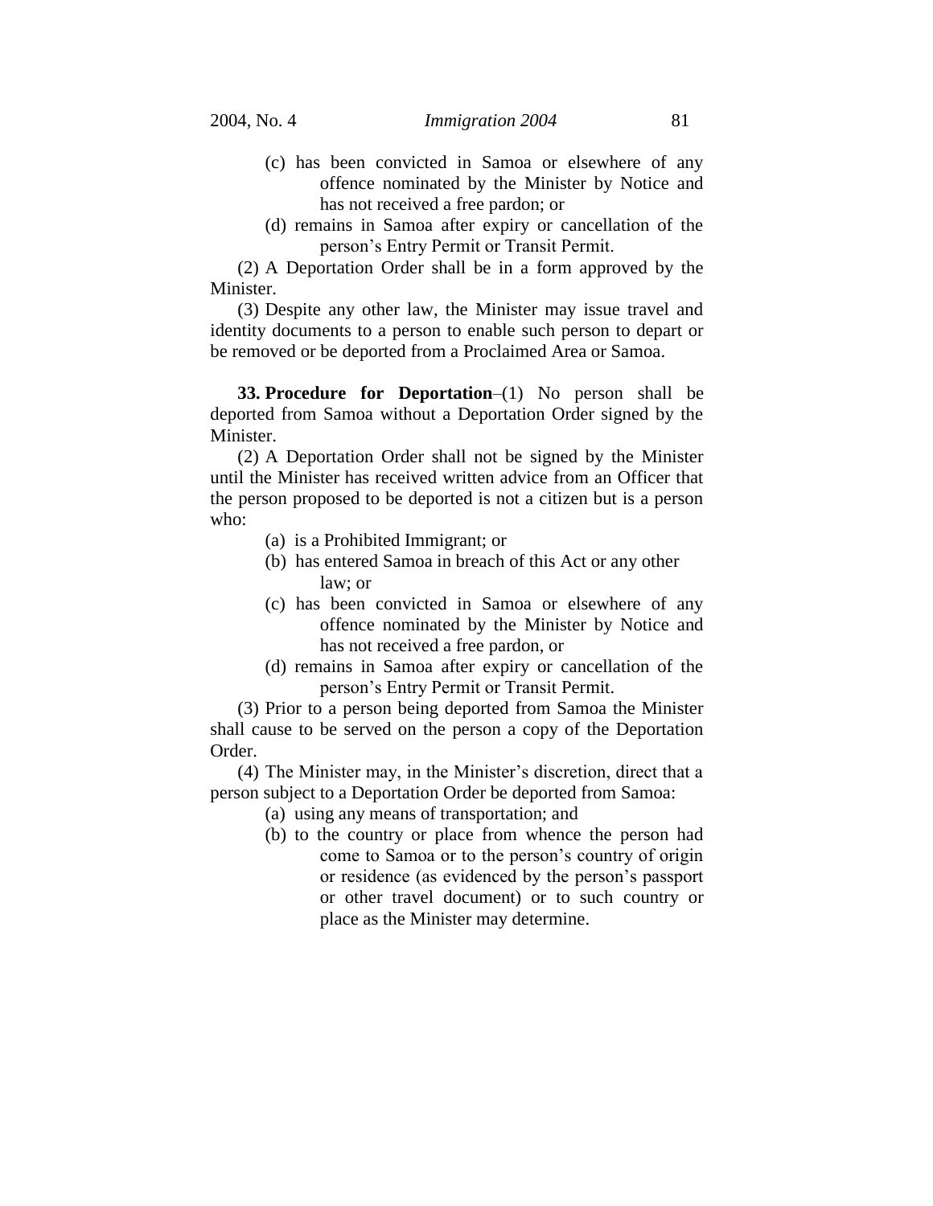(c) has been convicted in Samoa or elsewhere of any offence nominated by the Minister by Notice and has not received a free pardon; or

(d) remains in Samoa after expiry or cancellation of the person's Entry Permit or Transit Permit.

(2) A Deportation Order shall be in a form approved by the Minister.

(3) Despite any other law, the Minister may issue travel and identity documents to a person to enable such person to depart or be removed or be deported from a Proclaimed Area or Samoa.

**33. Procedure for Deportation**–(1) No person shall be deported from Samoa without a Deportation Order signed by the Minister.

(2) A Deportation Order shall not be signed by the Minister until the Minister has received written advice from an Officer that the person proposed to be deported is not a citizen but is a person who:

(a) is a Prohibited Immigrant; or

(b) has entered Samoa in breach of this Act or any other law; or

(c) has been convicted in Samoa or elsewhere of any offence nominated by the Minister by Notice and has not received a free pardon, or

(d) remains in Samoa after expiry or cancellation of the person's Entry Permit or Transit Permit.

(3) Prior to a person being deported from Samoa the Minister shall cause to be served on the person a copy of the Deportation Order.

(4) The Minister may, in the Minister's discretion, direct that a person subject to a Deportation Order be deported from Samoa:

(a) using any means of transportation; and

(b) to the country or place from whence the person had come to Samoa or to the person's country of origin or residence (as evidenced by the person's passport or other travel document) or to such country or place as the Minister may determine.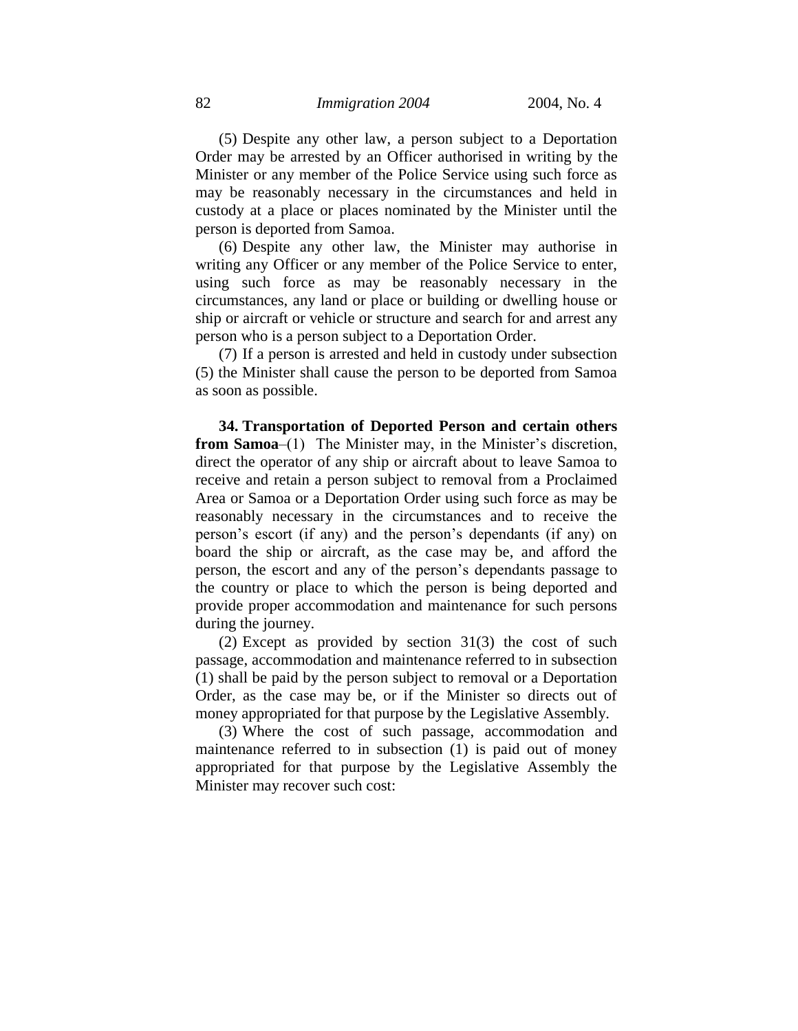(5) Despite any other law, a person subject to a Deportation Order may be arrested by an Officer authorised in writing by the Minister or any member of the Police Service using such force as may be reasonably necessary in the circumstances and held in custody at a place or places nominated by the Minister until the person is deported from Samoa.

(6) Despite any other law, the Minister may authorise in writing any Officer or any member of the Police Service to enter, using such force as may be reasonably necessary in the circumstances, any land or place or building or dwelling house or ship or aircraft or vehicle or structure and search for and arrest any person who is a person subject to a Deportation Order.

(7) If a person is arrested and held in custody under subsection (5) the Minister shall cause the person to be deported from Samoa as soon as possible.

**34. Transportation of Deported Person and certain others from Samoa**–(1) The Minister may, in the Minister's discretion, direct the operator of any ship or aircraft about to leave Samoa to receive and retain a person subject to removal from a Proclaimed Area or Samoa or a Deportation Order using such force as may be reasonably necessary in the circumstances and to receive the person's escort (if any) and the person's dependants (if any) on board the ship or aircraft, as the case may be, and afford the person, the escort and any of the person's dependants passage to the country or place to which the person is being deported and provide proper accommodation and maintenance for such persons during the journey.

(2) Except as provided by section 31(3) the cost of such passage, accommodation and maintenance referred to in subsection (1) shall be paid by the person subject to removal or a Deportation Order, as the case may be, or if the Minister so directs out of money appropriated for that purpose by the Legislative Assembly.

(3) Where the cost of such passage, accommodation and maintenance referred to in subsection (1) is paid out of money appropriated for that purpose by the Legislative Assembly the Minister may recover such cost: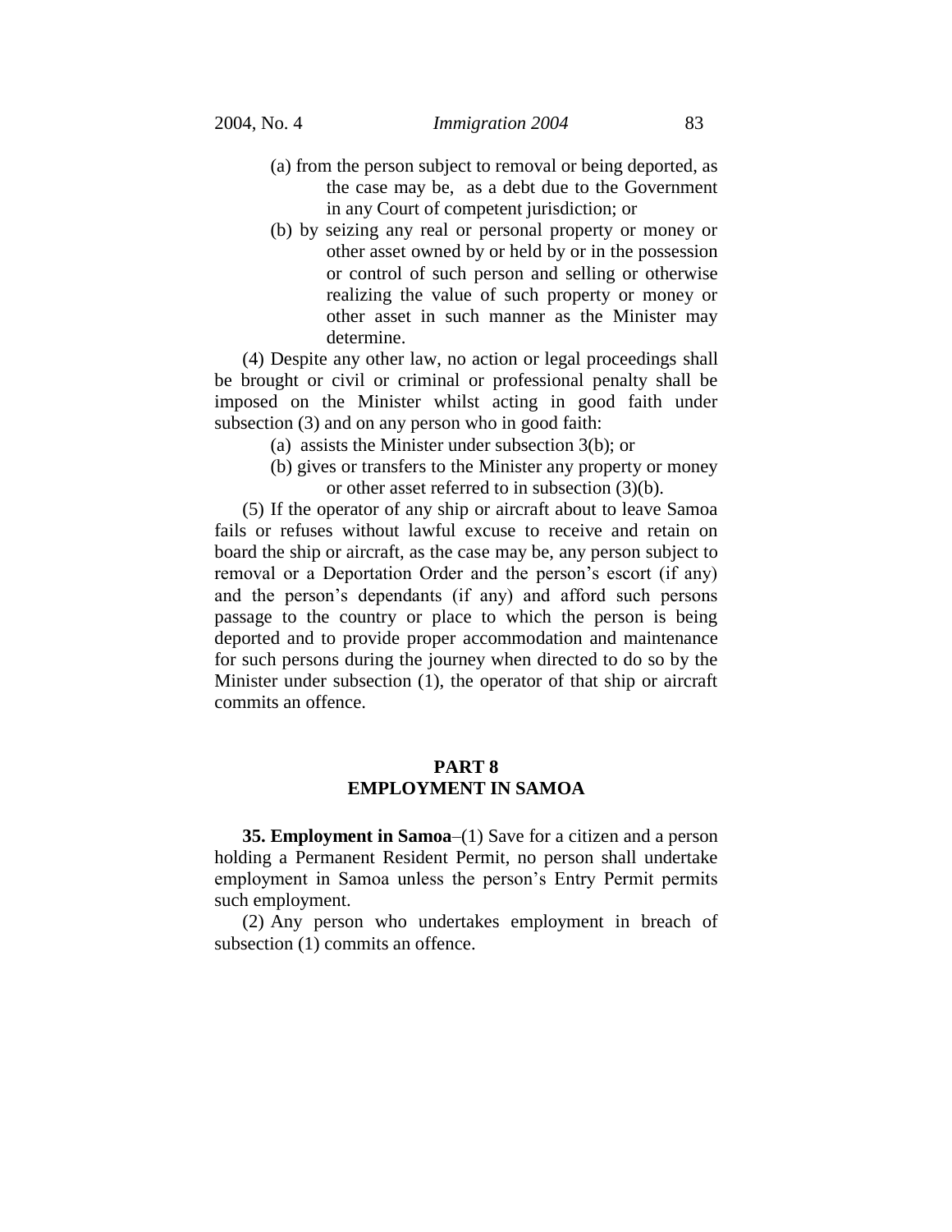(a) from the person subject to removal or being deported, as the case may be, as a debt due to the Government in any Court of competent jurisdiction; or

(b) by seizing any real or personal property or money or other asset owned by or held by or in the possession or control of such person and selling or otherwise realizing the value of such property or money or other asset in such manner as the Minister may determine.

(4) Despite any other law, no action or legal proceedings shall be brought or civil or criminal or professional penalty shall be imposed on the Minister whilst acting in good faith under subsection (3) and on any person who in good faith:

(a) assists the Minister under subsection 3(b); or

(b) gives or transfers to the Minister any property or money or other asset referred to in subsection (3)(b).

(5) If the operator of any ship or aircraft about to leave Samoa fails or refuses without lawful excuse to receive and retain on board the ship or aircraft, as the case may be, any person subject to removal or a Deportation Order and the person's escort (if any) and the person's dependants (if any) and afford such persons passage to the country or place to which the person is being deported and to provide proper accommodation and maintenance for such persons during the journey when directed to do so by the Minister under subsection (1), the operator of that ship or aircraft commits an offence.

## PART 8
## EMPLOYMENT IN SAMOA

**35. Employment in Samoa**–(1) Save for a citizen and a person holding a Permanent Resident Permit, no person shall undertake employment in Samoa unless the person's Entry Permit permits such employment.

(2) Any person who undertakes employment in breach of subsection (1) commits an offence.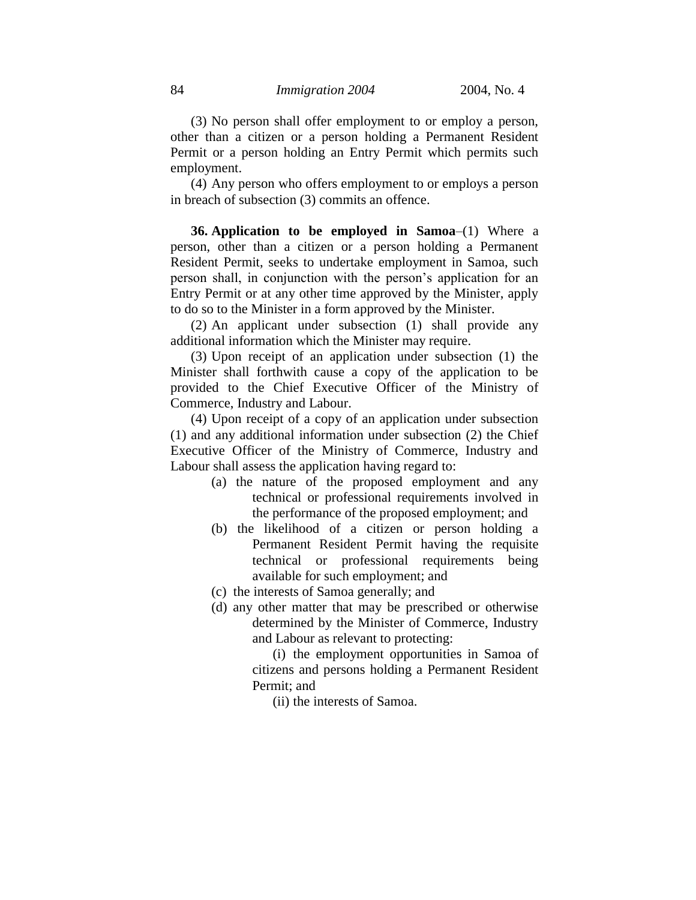(3) No person shall offer employment to or employ a person, other than a citizen or a person holding a Permanent Resident Permit or a person holding an Entry Permit which permits such employment.

(4) Any person who offers employment to or employs a person in breach of subsection (3) commits an offence.

**36. Application to be employed in Samoa**–(1) Where a person, other than a citizen or a person holding a Permanent Resident Permit, seeks to undertake employment in Samoa, such person shall, in conjunction with the person's application for an Entry Permit or at any other time approved by the Minister, apply to do so to the Minister in a form approved by the Minister.

(2) An applicant under subsection (1) shall provide any additional information which the Minister may require.

(3) Upon receipt of an application under subsection (1) the Minister shall forthwith cause a copy of the application to be provided to the Chief Executive Officer of the Ministry of Commerce, Industry and Labour.

(4) Upon receipt of a copy of an application under subsection (1) and any additional information under subsection (2) the Chief Executive Officer of the Ministry of Commerce, Industry and Labour shall assess the application having regard to:

(a) the nature of the proposed employment and any technical or professional requirements involved in the performance of the proposed employment; and

(b) the likelihood of a citizen or person holding a Permanent Resident Permit having the requisite technical or professional requirements being available for such employment; and

(c) the interests of Samoa generally; and

(d) any other matter that may be prescribed or otherwise determined by the Minister of Commerce, Industry and Labour as relevant to protecting:

(i) the employment opportunities in Samoa of citizens and persons holding a Permanent Resident Permit; and

(ii) the interests of Samoa.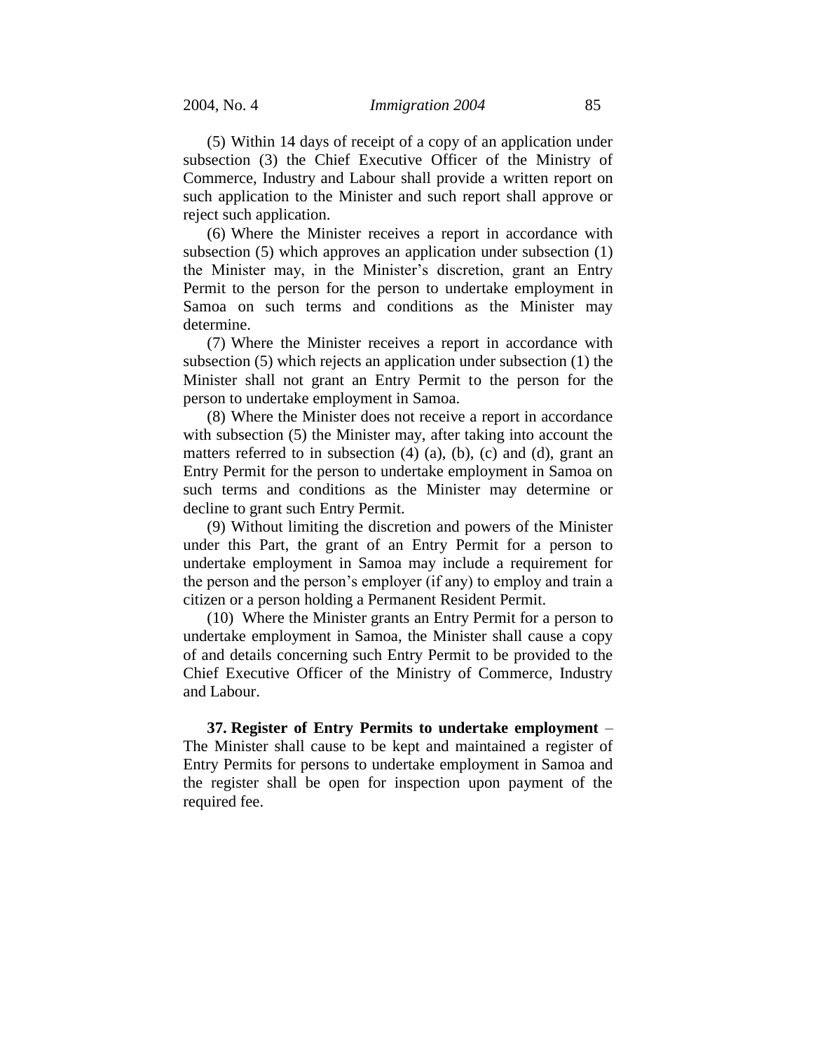(5) Within 14 days of receipt of a copy of an application under subsection (3) the Chief Executive Officer of the Ministry of Commerce, Industry and Labour shall provide a written report on such application to the Minister and such report shall approve or reject such application.

(6) Where the Minister receives a report in accordance with subsection (5) which approves an application under subsection (1) the Minister may, in the Minister's discretion, grant an Entry Permit to the person for the person to undertake employment in Samoa on such terms and conditions as the Minister may determine.

(7) Where the Minister receives a report in accordance with subsection (5) which rejects an application under subsection (1) the Minister shall not grant an Entry Permit to the person for the person to undertake employment in Samoa.

(8) Where the Minister does not receive a report in accordance with subsection (5) the Minister may, after taking into account the matters referred to in subsection (4) (a), (b), (c) and (d), grant an Entry Permit for the person to undertake employment in Samoa on such terms and conditions as the Minister may determine or decline to grant such Entry Permit.

(9) Without limiting the discretion and powers of the Minister under this Part, the grant of an Entry Permit for a person to undertake employment in Samoa may include a requirement for the person and the person's employer (if any) to employ and train a citizen or a person holding a Permanent Resident Permit.

(10) Where the Minister grants an Entry Permit for a person to undertake employment in Samoa, the Minister shall cause a copy of and details concerning such Entry Permit to be provided to the Chief Executive Officer of the Ministry of Commerce, Industry and Labour.

**37. Register of Entry Permits to undertake employment** – The Minister shall cause to be kept and maintained a register of Entry Permits for persons to undertake employment in Samoa and the register shall be open for inspection upon payment of the required fee.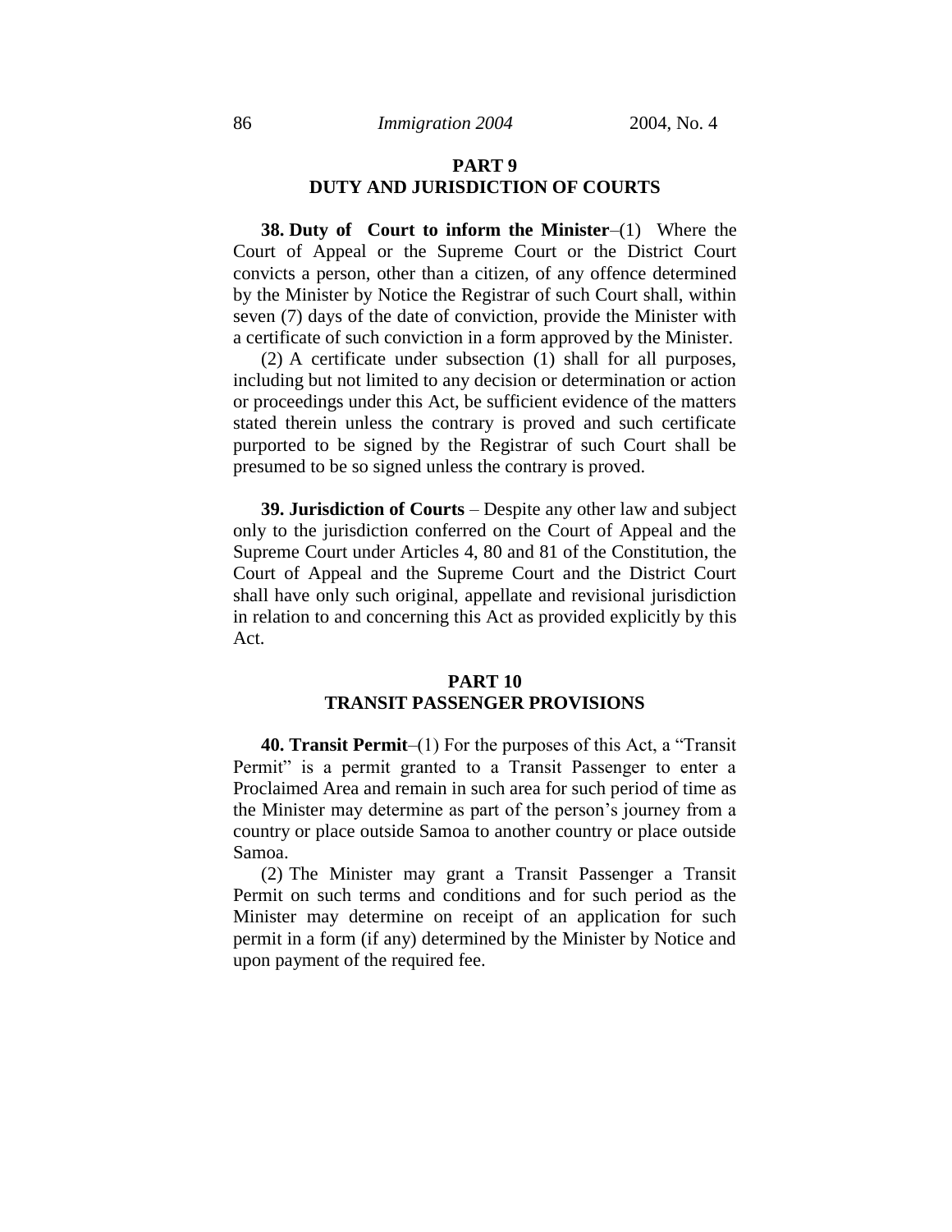## PART 9
## DUTY AND JURISDICTION OF COURTS

**38. Duty of Court to inform the Minister**–(1) Where the Court of Appeal or the Supreme Court or the District Court convicts a person, other than a citizen, of any offence determined by the Minister by Notice the Registrar of such Court shall, within seven (7) days of the date of conviction, provide the Minister with a certificate of such conviction in a form approved by the Minister.

(2) A certificate under subsection (1) shall for all purposes, including but not limited to any decision or determination or action or proceedings under this Act, be sufficient evidence of the matters stated therein unless the contrary is proved and such certificate purported to be signed by the Registrar of such Court shall be presumed to be so signed unless the contrary is proved.

**39. Jurisdiction of Courts** – Despite any other law and subject only to the jurisdiction conferred on the Court of Appeal and the Supreme Court under Articles 4, 80 and 81 of the Constitution, the Court of Appeal and the Supreme Court and the District Court shall have only such original, appellate and revisional jurisdiction in relation to and concerning this Act as provided explicitly by this Act.

## PART 10
## TRANSIT PASSENGER PROVISIONS

**40. Transit Permit**–(1) For the purposes of this Act, a "Transit Permit" is a permit granted to a Transit Passenger to enter a Proclaimed Area and remain in such area for such period of time as the Minister may determine as part of the person's journey from a country or place outside Samoa to another country or place outside Samoa.

(2) The Minister may grant a Transit Passenger a Transit Permit on such terms and conditions and for such period as the Minister may determine on receipt of an application for such permit in a form (if any) determined by the Minister by Notice and upon payment of the required fee.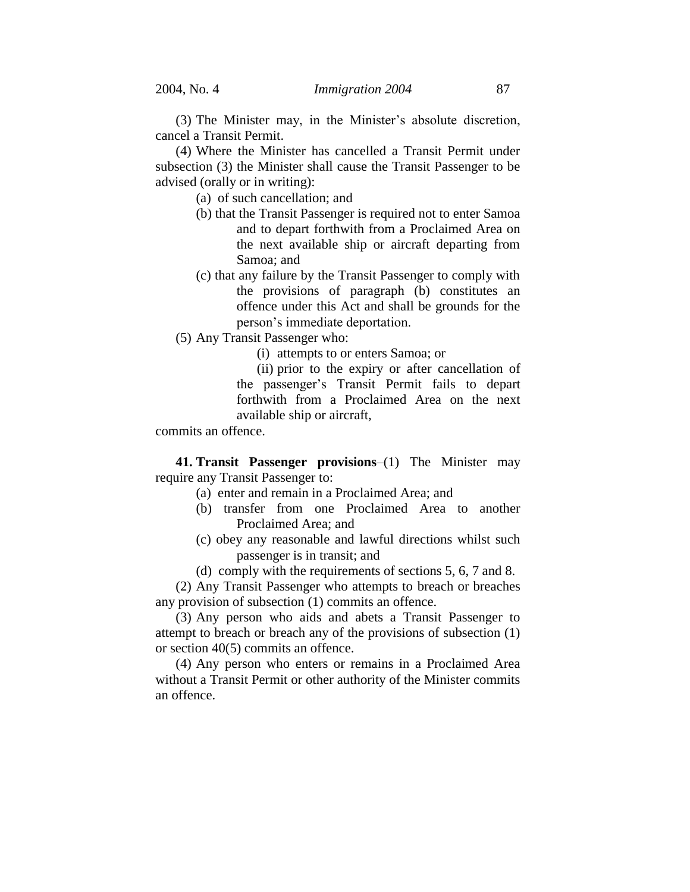(3) The Minister may, in the Minister's absolute discretion, cancel a Transit Permit.

(4) Where the Minister has cancelled a Transit Permit under subsection (3) the Minister shall cause the Transit Passenger to be advised (orally or in writing):

(a) of such cancellation; and

(b) that the Transit Passenger is required not to enter Samoa and to depart forthwith from a Proclaimed Area on the next available ship or aircraft departing from Samoa; and

(c) that any failure by the Transit Passenger to comply with the provisions of paragraph (b) constitutes an offence under this Act and shall be grounds for the person's immediate deportation.

(5) Any Transit Passenger who:

(i) attempts to or enters Samoa; or

(ii) prior to the expiry or after cancellation of the passenger's Transit Permit fails to depart forthwith from a Proclaimed Area on the next available ship or aircraft,

commits an offence.

**41. Transit Passenger provisions**–(1) The Minister may require any Transit Passenger to:

(a) enter and remain in a Proclaimed Area; and

(b) transfer from one Proclaimed Area to another Proclaimed Area; and

(c) obey any reasonable and lawful directions whilst such passenger is in transit; and

(d) comply with the requirements of sections 5, 6, 7 and 8.

(2) Any Transit Passenger who attempts to breach or breaches any provision of subsection (1) commits an offence.

(3) Any person who aids and abets a Transit Passenger to attempt to breach or breach any of the provisions of subsection (1) or section 40(5) commits an offence.

(4) Any person who enters or remains in a Proclaimed Area without a Transit Permit or other authority of the Minister commits an offence.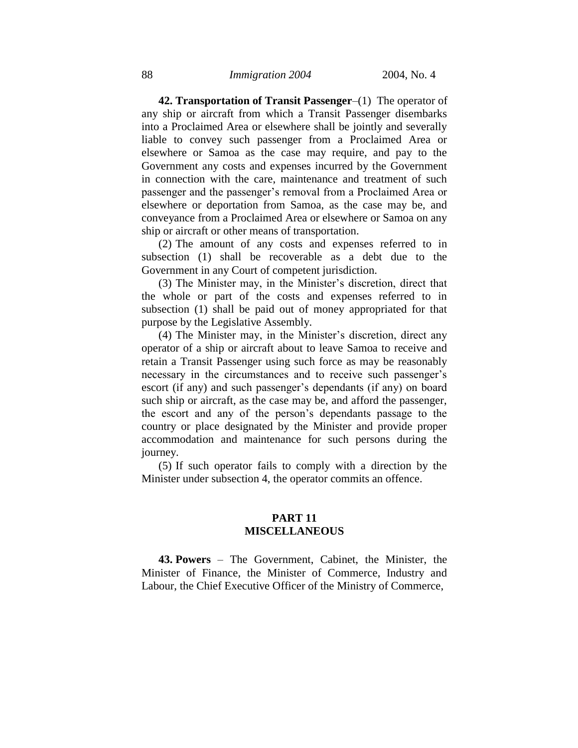**42. Transportation of Transit Passenger**–(1) The operator of any ship or aircraft from which a Transit Passenger disembarks into a Proclaimed Area or elsewhere shall be jointly and severally liable to convey such passenger from a Proclaimed Area or elsewhere or Samoa as the case may require, and pay to the Government any costs and expenses incurred by the Government in connection with the care, maintenance and treatment of such passenger and the passenger's removal from a Proclaimed Area or elsewhere or deportation from Samoa, as the case may be, and conveyance from a Proclaimed Area or elsewhere or Samoa on any ship or aircraft or other means of transportation.

(2) The amount of any costs and expenses referred to in subsection (1) shall be recoverable as a debt due to the Government in any Court of competent jurisdiction.

(3) The Minister may, in the Minister's discretion, direct that the whole or part of the costs and expenses referred to in subsection (1) shall be paid out of money appropriated for that purpose by the Legislative Assembly.

(4) The Minister may, in the Minister's discretion, direct any operator of a ship or aircraft about to leave Samoa to receive and retain a Transit Passenger using such force as may be reasonably necessary in the circumstances and to receive such passenger's escort (if any) and such passenger's dependants (if any) on board such ship or aircraft, as the case may be, and afford the passenger, the escort and any of the person's dependants passage to the country or place designated by the Minister and provide proper accommodation and maintenance for such persons during the journey.

(5) If such operator fails to comply with a direction by the Minister under subsection 4, the operator commits an offence.

## PART 11
## MISCELLANEOUS

**43. Powers** – The Government, Cabinet, the Minister, the Minister of Finance, the Minister of Commerce, Industry and Labour, the Chief Executive Officer of the Ministry of Commerce,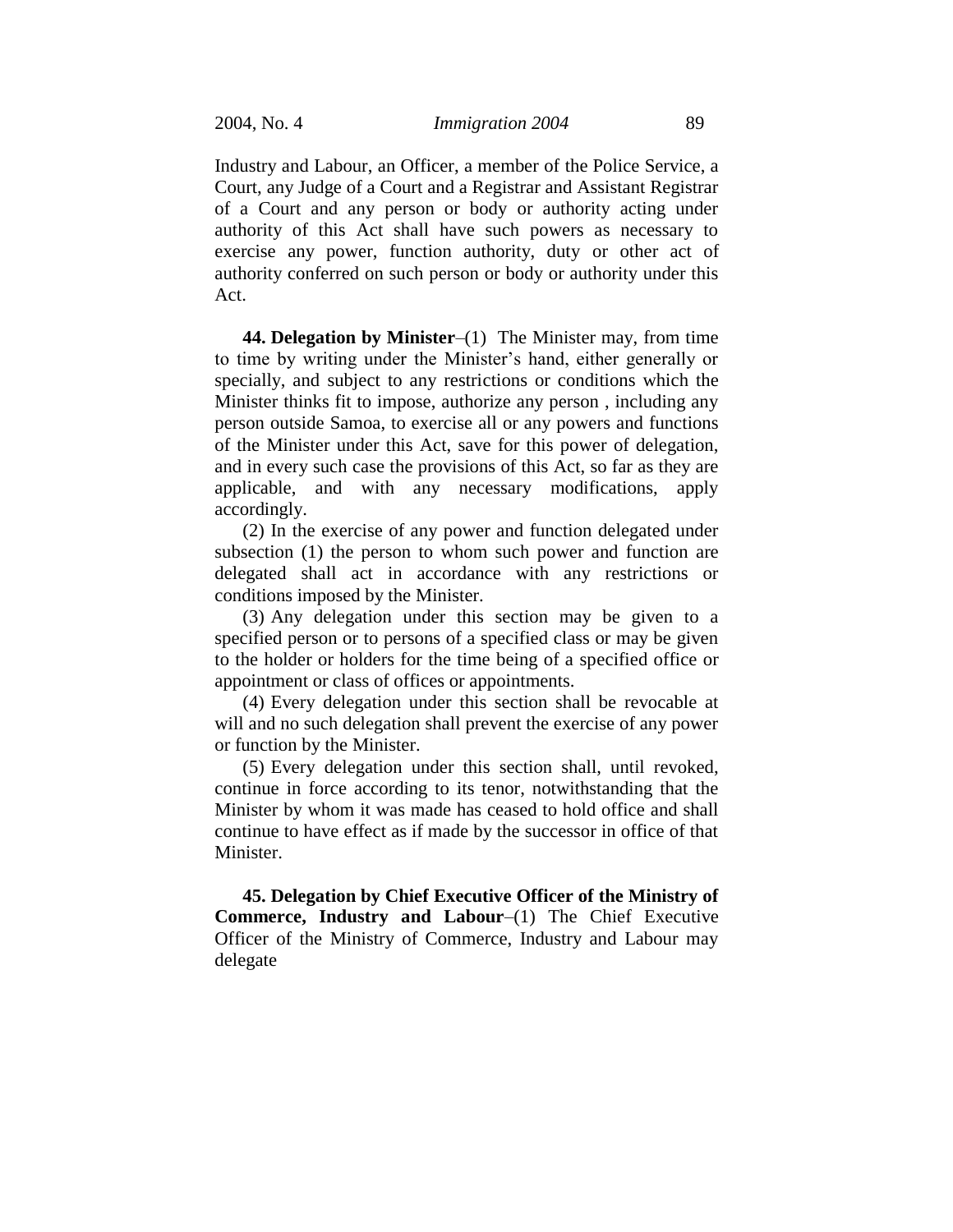Industry and Labour, an Officer, a member of the Police Service, a Court, any Judge of a Court and a Registrar and Assistant Registrar of a Court and any person or body or authority acting under authority of this Act shall have such powers as necessary to exercise any power, function authority, duty or other act of authority conferred on such person or body or authority under this Act.

**44. Delegation by Minister**–(1) The Minister may, from time to time by writing under the Minister's hand, either generally or specially, and subject to any restrictions or conditions which the Minister thinks fit to impose, authorize any person , including any person outside Samoa, to exercise all or any powers and functions of the Minister under this Act, save for this power of delegation, and in every such case the provisions of this Act, so far as they are applicable, and with any necessary modifications, apply accordingly.

(2) In the exercise of any power and function delegated under subsection (1) the person to whom such power and function are delegated shall act in accordance with any restrictions or conditions imposed by the Minister.

(3) Any delegation under this section may be given to a specified person or to persons of a specified class or may be given to the holder or holders for the time being of a specified office or appointment or class of offices or appointments.

(4) Every delegation under this section shall be revocable at will and no such delegation shall prevent the exercise of any power or function by the Minister.

(5) Every delegation under this section shall, until revoked, continue in force according to its tenor, notwithstanding that the Minister by whom it was made has ceased to hold office and shall continue to have effect as if made by the successor in office of that Minister.

**45. Delegation by Chief Executive Officer of the Ministry of Commerce, Industry and Labour**–(1) The Chief Executive Officer of the Ministry of Commerce, Industry and Labour may delegate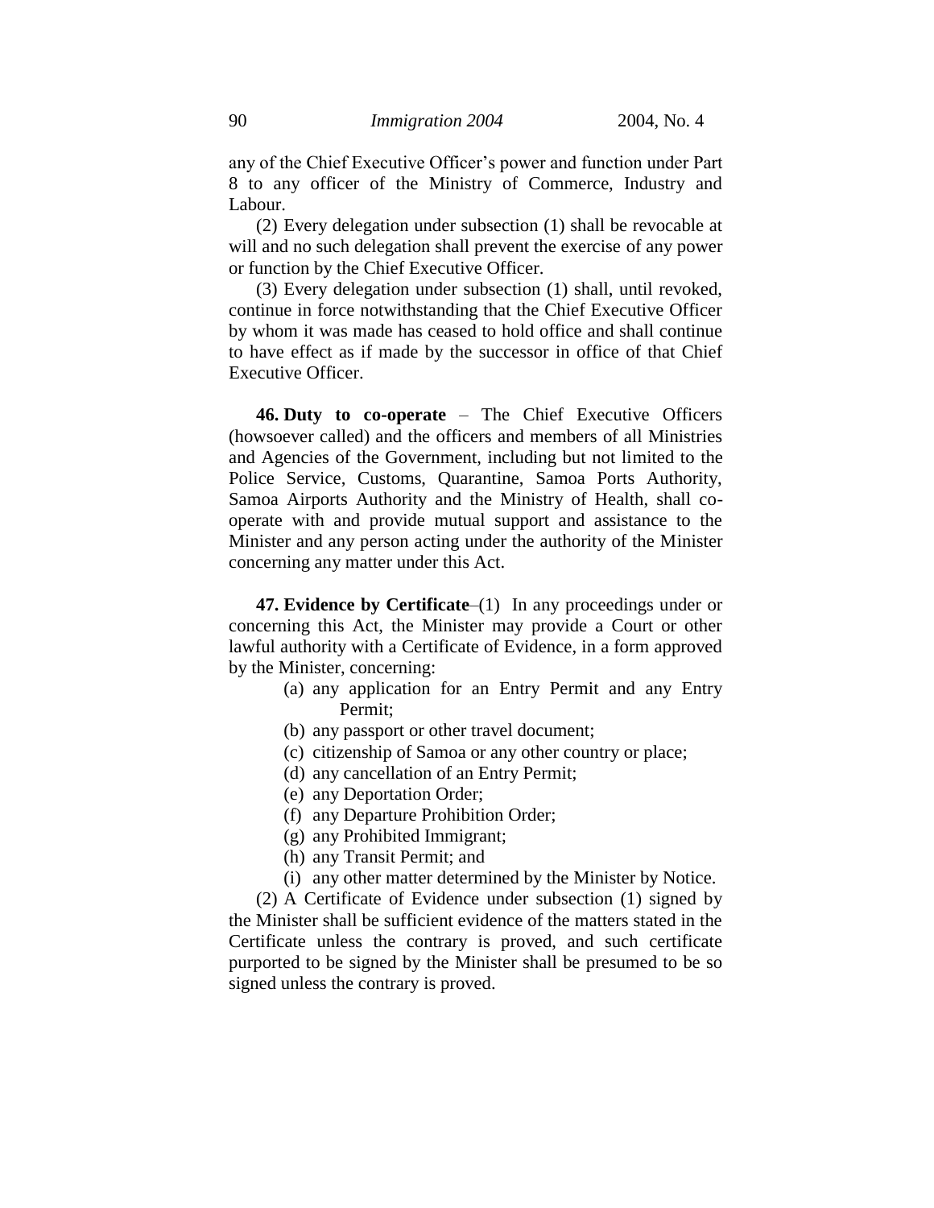any of the Chief Executive Officer's power and function under Part 8 to any officer of the Ministry of Commerce, Industry and Labour.

(2) Every delegation under subsection (1) shall be revocable at will and no such delegation shall prevent the exercise of any power or function by the Chief Executive Officer.

(3) Every delegation under subsection (1) shall, until revoked, continue in force notwithstanding that the Chief Executive Officer by whom it was made has ceased to hold office and shall continue to have effect as if made by the successor in office of that Chief Executive Officer.

**46. Duty to co-operate** – The Chief Executive Officers (howsoever called) and the officers and members of all Ministries and Agencies of the Government, including but not limited to the Police Service, Customs, Quarantine, Samoa Ports Authority, Samoa Airports Authority and the Ministry of Health, shall co-operate with and provide mutual support and assistance to the Minister and any person acting under the authority of the Minister concerning any matter under this Act.

**47. Evidence by Certificate**–(1) In any proceedings under or concerning this Act, the Minister may provide a Court or other lawful authority with a Certificate of Evidence, in a form approved by the Minister, concerning:

(a) any application for an Entry Permit and any Entry Permit;
(b) any passport or other travel document;
(c) citizenship of Samoa or any other country or place;
(d) any cancellation of an Entry Permit;
(e) any Deportation Order;
(f) any Departure Prohibition Order;
(g) any Prohibited Immigrant;
(h) any Transit Permit; and
(i) any other matter determined by the Minister by Notice.

(2) A Certificate of Evidence under subsection (1) signed by the Minister shall be sufficient evidence of the matters stated in the Certificate unless the contrary is proved, and such certificate purported to be signed by the Minister shall be presumed to be so signed unless the contrary is proved.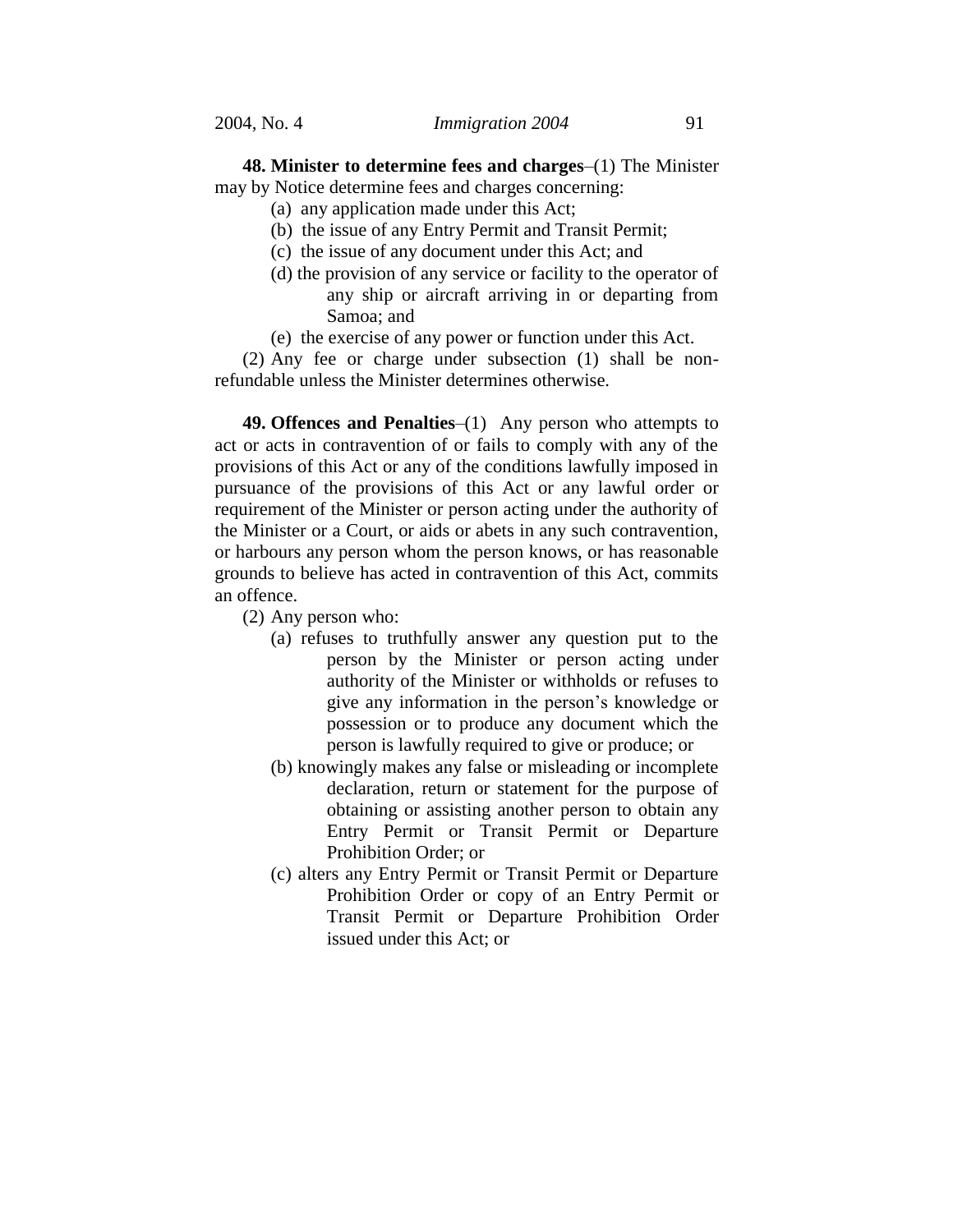**48. Minister to determine fees and charges**–(1) The Minister may by Notice determine fees and charges concerning:

(a) any application made under this Act;

(b) the issue of any Entry Permit and Transit Permit;

(c) the issue of any document under this Act; and

(d) the provision of any service or facility to the operator of any ship or aircraft arriving in or departing from Samoa; and

(e) the exercise of any power or function under this Act.

(2) Any fee or charge under subsection (1) shall be non-refundable unless the Minister determines otherwise.

**49. Offences and Penalties**–(1) Any person who attempts to act or acts in contravention of or fails to comply with any of the provisions of this Act or any of the conditions lawfully imposed in pursuance of the provisions of this Act or any lawful order or requirement of the Minister or person acting under the authority of the Minister or a Court, or aids or abets in any such contravention, or harbours any person whom the person knows, or has reasonable grounds to believe has acted in contravention of this Act, commits an offence.

(2) Any person who:

(a) refuses to truthfully answer any question put to the person by the Minister or person acting under authority of the Minister or withholds or refuses to give any information in the person's knowledge or possession or to produce any document which the person is lawfully required to give or produce; or

(b) knowingly makes any false or misleading or incomplete declaration, return or statement for the purpose of obtaining or assisting another person to obtain any Entry Permit or Transit Permit or Departure Prohibition Order; or

(c) alters any Entry Permit or Transit Permit or Departure Prohibition Order or copy of an Entry Permit or Transit Permit or Departure Prohibition Order issued under this Act; or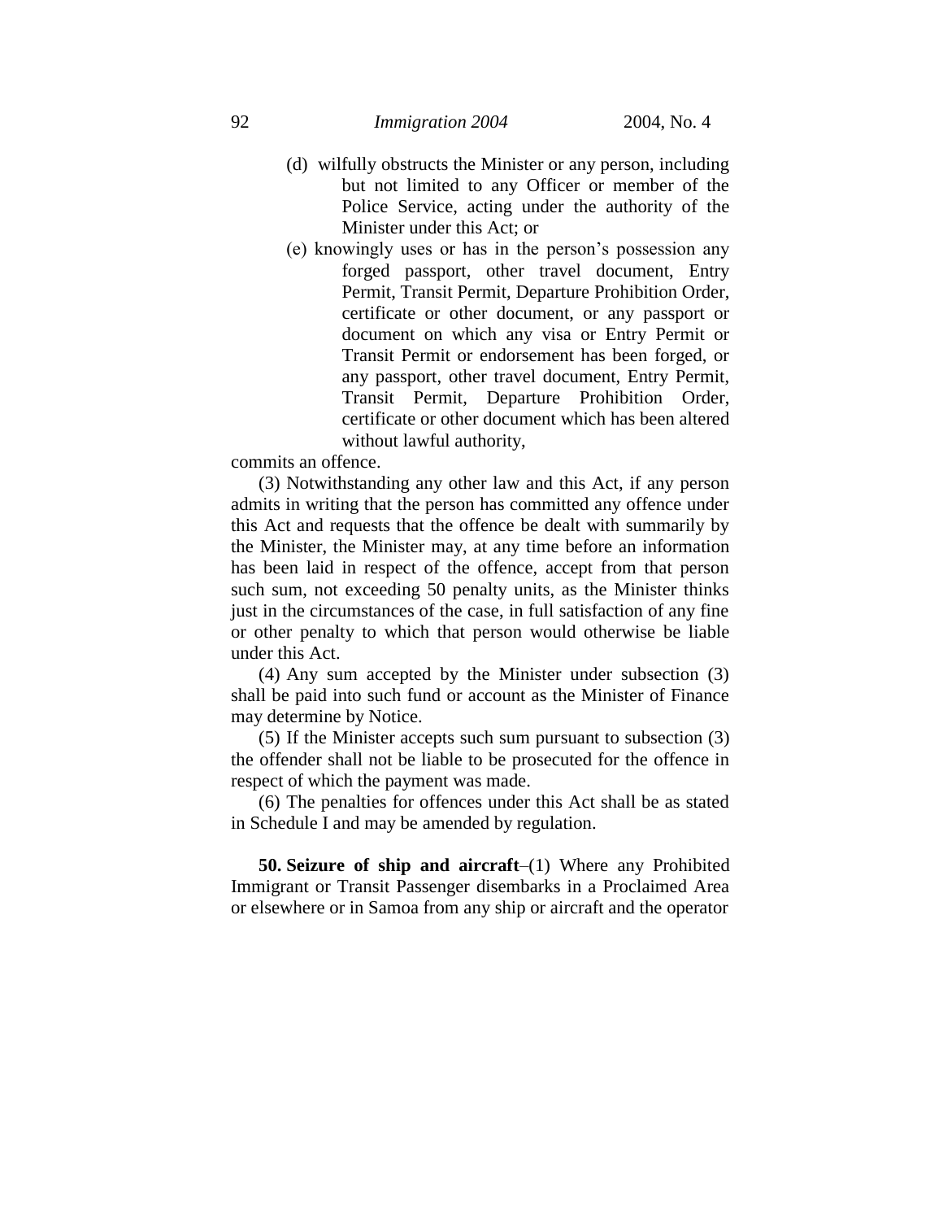(d) wilfully obstructs the Minister or any person, including but not limited to any Officer or member of the Police Service, acting under the authority of the Minister under this Act; or

(e) knowingly uses or has in the person's possession any forged passport, other travel document, Entry Permit, Transit Permit, Departure Prohibition Order, certificate or other document, or any passport or document on which any visa or Entry Permit or Transit Permit or endorsement has been forged, or any passport, other travel document, Entry Permit, Transit Permit, Departure Prohibition Order, certificate or other document which has been altered without lawful authority,

commits an offence.

(3) Notwithstanding any other law and this Act, if any person admits in writing that the person has committed any offence under this Act and requests that the offence be dealt with summarily by the Minister, the Minister may, at any time before an information has been laid in respect of the offence, accept from that person such sum, not exceeding 50 penalty units, as the Minister thinks just in the circumstances of the case, in full satisfaction of any fine or other penalty to which that person would otherwise be liable under this Act.

(4) Any sum accepted by the Minister under subsection (3) shall be paid into such fund or account as the Minister of Finance may determine by Notice.

(5) If the Minister accepts such sum pursuant to subsection (3) the offender shall not be liable to be prosecuted for the offence in respect of which the payment was made.

(6) The penalties for offences under this Act shall be as stated in Schedule I and may be amended by regulation.

**50. Seizure of ship and aircraft**–(1) Where any Prohibited Immigrant or Transit Passenger disembarks in a Proclaimed Area or elsewhere or in Samoa from any ship or aircraft and the operator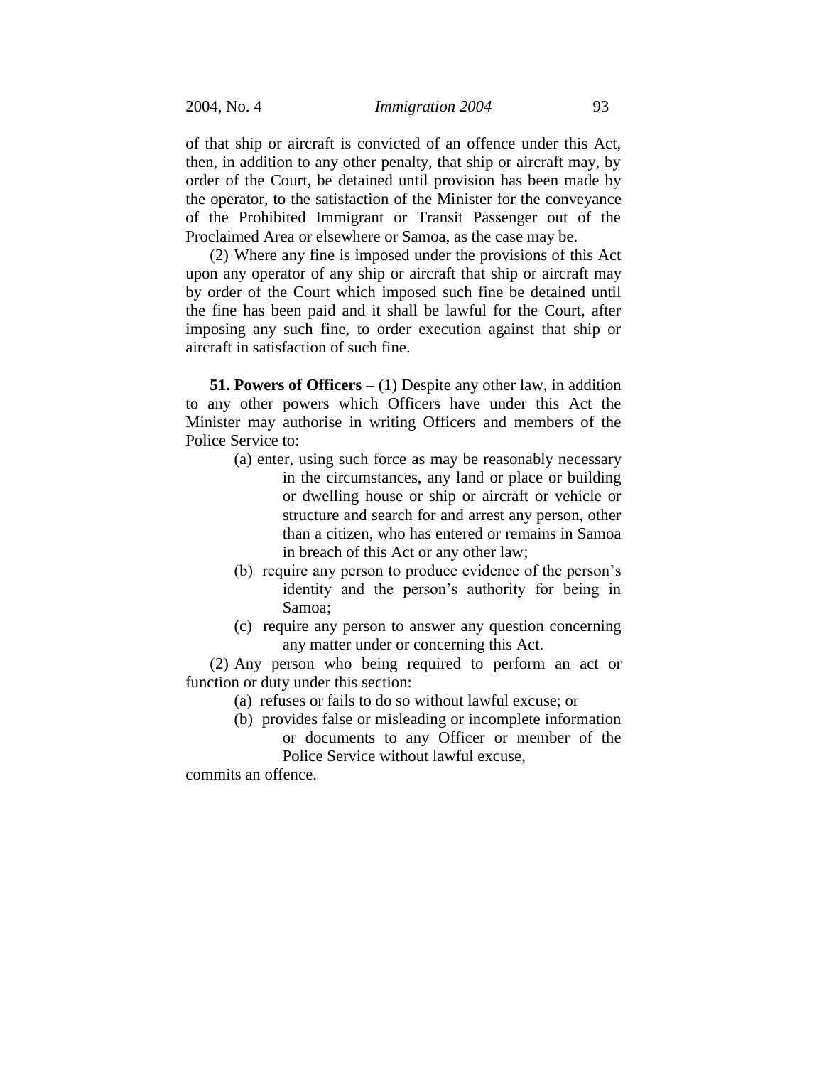of that ship or aircraft is convicted of an offence under this Act, then, in addition to any other penalty, that ship or aircraft may, by order of the Court, be detained until provision has been made by the operator, to the satisfaction of the Minister for the conveyance of the Prohibited Immigrant or Transit Passenger out of the Proclaimed Area or elsewhere or Samoa, as the case may be.

(2) Where any fine is imposed under the provisions of this Act upon any operator of any ship or aircraft that ship or aircraft may by order of the Court which imposed such fine be detained until the fine has been paid and it shall be lawful for the Court, after imposing any such fine, to order execution against that ship or aircraft in satisfaction of such fine.

**51. Powers of Officers** – (1) Despite any other law, in addition to any other powers which Officers have under this Act the Minister may authorise in writing Officers and members of the Police Service to:

- (a) enter, using such force as may be reasonably necessary in the circumstances, any land or place or building or dwelling house or ship or aircraft or vehicle or structure and search for and arrest any person, other than a citizen, who has entered or remains in Samoa in breach of this Act or any other law;
- (b) require any person to produce evidence of the person's identity and the person's authority for being in Samoa;
- (c) require any person to answer any question concerning any matter under or concerning this Act.

(2) Any person who being required to perform an act or function or duty under this section:

- (a) refuses or fails to do so without lawful excuse; or
- (b) provides false or misleading or incomplete information or documents to any Officer or member of the Police Service without lawful excuse,

commits an offence.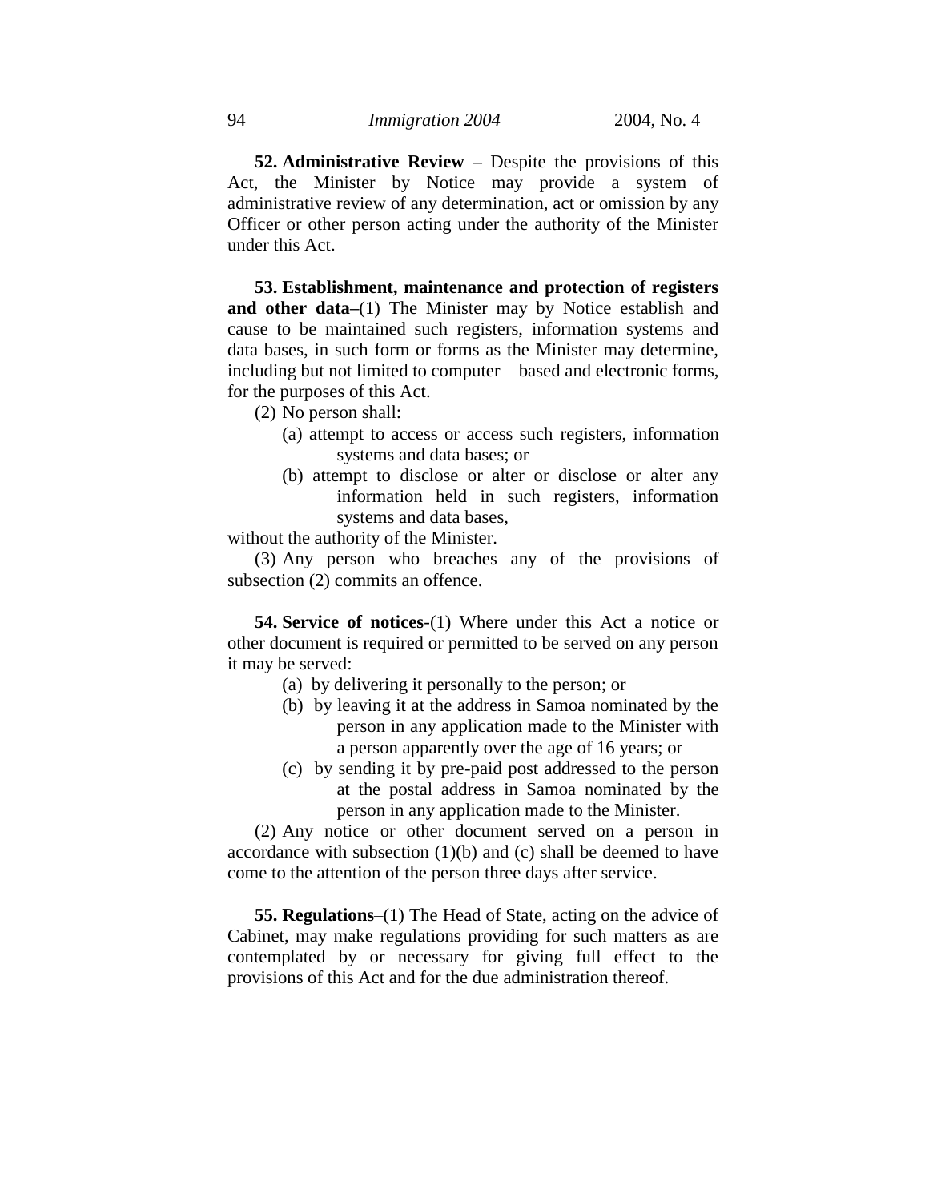**52. Administrative Review –** Despite the provisions of this Act, the Minister by Notice may provide a system of administrative review of any determination, act or omission by any Officer or other person acting under the authority of the Minister under this Act.

**53. Establishment, maintenance and protection of registers and other data–**(1) The Minister may by Notice establish and cause to be maintained such registers, information systems and data bases, in such form or forms as the Minister may determine, including but not limited to computer – based and electronic forms, for the purposes of this Act.

(2) No person shall:

- (a) attempt to access or access such registers, information systems and data bases; or
- (b) attempt to disclose or alter or disclose or alter any information held in such registers, information systems and data bases,

without the authority of the Minister.

(3) Any person who breaches any of the provisions of subsection (2) commits an offence.

**54. Service of notices**-(1) Where under this Act a notice or other document is required or permitted to be served on any person it may be served:

- (a) by delivering it personally to the person; or
- (b) by leaving it at the address in Samoa nominated by the person in any application made to the Minister with a person apparently over the age of 16 years; or
- (c) by sending it by pre-paid post addressed to the person at the postal address in Samoa nominated by the person in any application made to the Minister.

(2) Any notice or other document served on a person in accordance with subsection (1)(b) and (c) shall be deemed to have come to the attention of the person three days after service.

**55. Regulations**–(1) The Head of State, acting on the advice of Cabinet, may make regulations providing for such matters as are contemplated by or necessary for giving full effect to the provisions of this Act and for the due administration thereof.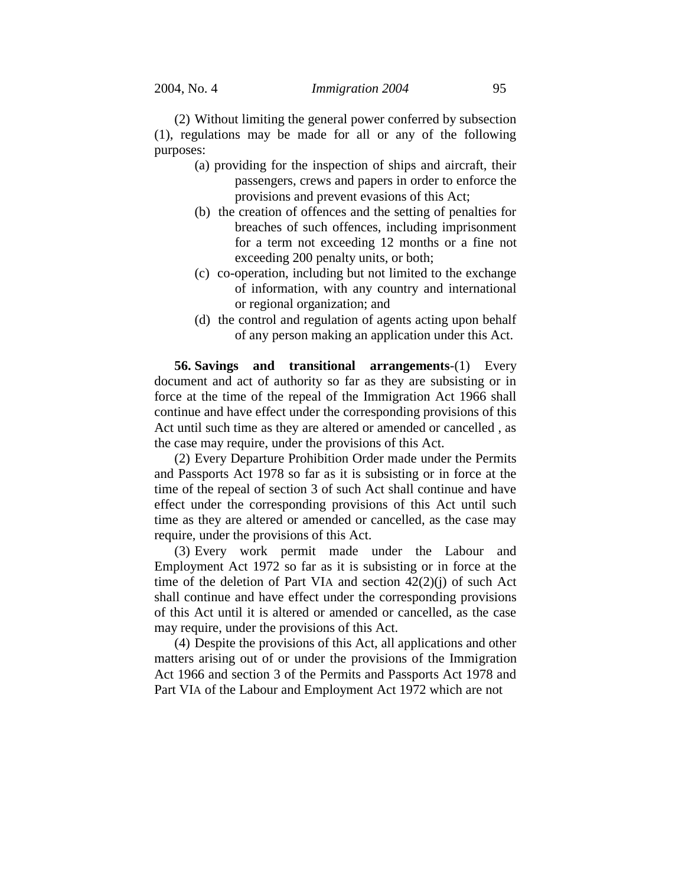(2) Without limiting the general power conferred by subsection (1), regulations may be made for all or any of the following purposes:

(a) providing for the inspection of ships and aircraft, their passengers, crews and papers in order to enforce the provisions and prevent evasions of this Act;

(b) the creation of offences and the setting of penalties for breaches of such offences, including imprisonment for a term not exceeding 12 months or a fine not exceeding 200 penalty units, or both;

(c) co-operation, including but not limited to the exchange of information, with any country and international or regional organization; and

(d) the control and regulation of agents acting upon behalf of any person making an application under this Act.

**56. Savings and transitional arrangements**-(1) Every document and act of authority so far as they are subsisting or in force at the time of the repeal of the Immigration Act 1966 shall continue and have effect under the corresponding provisions of this Act until such time as they are altered or amended or cancelled , as the case may require, under the provisions of this Act.

(2) Every Departure Prohibition Order made under the Permits and Passports Act 1978 so far as it is subsisting or in force at the time of the repeal of section 3 of such Act shall continue and have effect under the corresponding provisions of this Act until such time as they are altered or amended or cancelled, as the case may require, under the provisions of this Act.

(3) Every work permit made under the Labour and Employment Act 1972 so far as it is subsisting or in force at the time of the deletion of Part VIA and section 42(2)(j) of such Act shall continue and have effect under the corresponding provisions of this Act until it is altered or amended or cancelled, as the case may require, under the provisions of this Act.

(4) Despite the provisions of this Act, all applications and other matters arising out of or under the provisions of the Immigration Act 1966 and section 3 of the Permits and Passports Act 1978 and Part VIA of the Labour and Employment Act 1972 which are not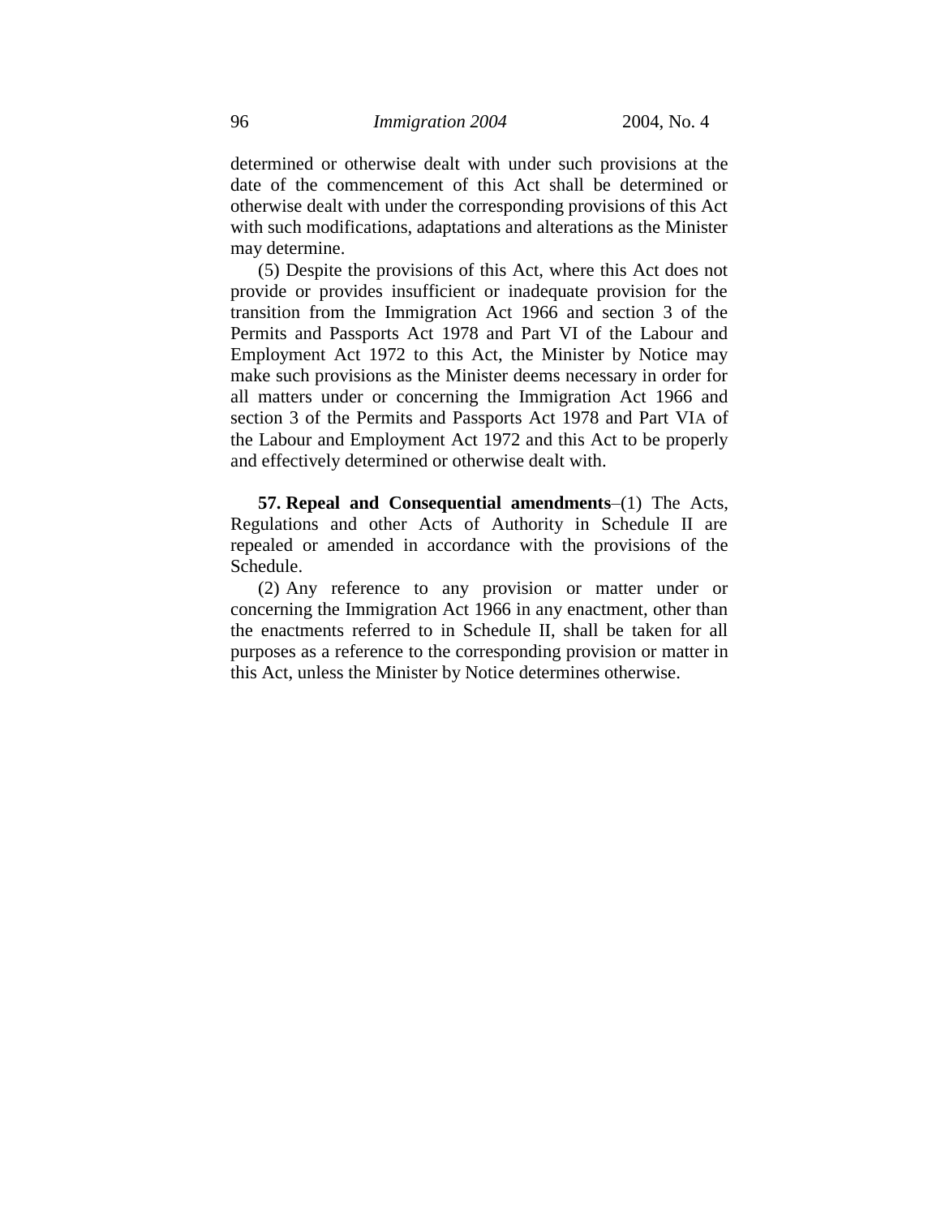determined or otherwise dealt with under such provisions at the date of the commencement of this Act shall be determined or otherwise dealt with under the corresponding provisions of this Act with such modifications, adaptations and alterations as the Minister may determine.

(5) Despite the provisions of this Act, where this Act does not provide or provides insufficient or inadequate provision for the transition from the Immigration Act 1966 and section 3 of the Permits and Passports Act 1978 and Part VI of the Labour and Employment Act 1972 to this Act, the Minister by Notice may make such provisions as the Minister deems necessary in order for all matters under or concerning the Immigration Act 1966 and section 3 of the Permits and Passports Act 1978 and Part VIA of the Labour and Employment Act 1972 and this Act to be properly and effectively determined or otherwise dealt with.

**57. Repeal and Consequential amendments**–(1) The Acts, Regulations and other Acts of Authority in Schedule II are repealed or amended in accordance with the provisions of the Schedule.

(2) Any reference to any provision or matter under or concerning the Immigration Act 1966 in any enactment, other than the enactments referred to in Schedule II, shall be taken for all purposes as a reference to the corresponding provision or matter in this Act, unless the Minister by Notice determines otherwise.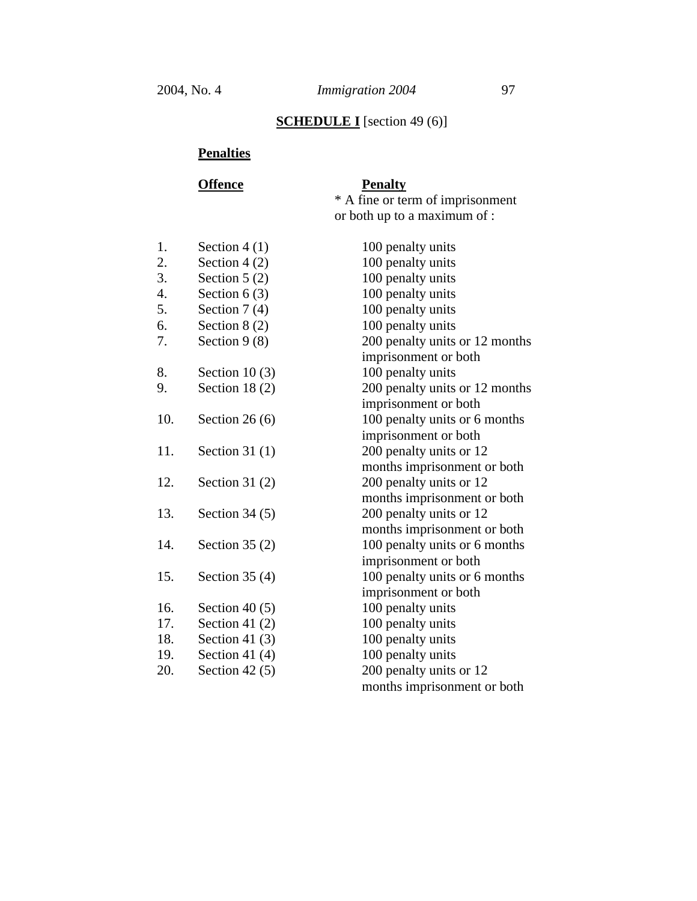## **SCHEDULE I** [section 49 (6)]

**Penalties**

| | **Offence** | **Penalty**<br>* A fine or term of imprisonment or both up to a maximum of : |
|---|---|---|
| 1. | Section 4 (1) | 100 penalty units |
| 2. | Section 4 (2) | 100 penalty units |
| 3. | Section 5 (2) | 100 penalty units |
| 4. | Section 6 (3) | 100 penalty units |
| 5. | Section 7 (4) | 100 penalty units |
| 6. | Section 8 (2) | 100 penalty units |
| 7. | Section 9 (8) | 200 penalty units or 12 months imprisonment or both |
| 8. | Section 10 (3) | 100 penalty units |
| 9. | Section 18 (2) | 200 penalty units or 12 months imprisonment or both |
| 10. | Section 26 (6) | 100 penalty units or 6 months imprisonment or both |
| 11. | Section 31 (1) | 200 penalty units or 12 months imprisonment or both |
| 12. | Section 31 (2) | 200 penalty units or 12 months imprisonment or both |
| 13. | Section 34 (5) | 200 penalty units or 12 months imprisonment or both |
| 14. | Section 35 (2) | 100 penalty units or 6 months imprisonment or both |
| 15. | Section 35 (4) | 100 penalty units or 6 months imprisonment or both |
| 16. | Section 40 (5) | 100 penalty units |
| 17. | Section 41 (2) | 100 penalty units |
| 18. | Section 41 (3) | 100 penalty units |
| 19. | Section 41 (4) | 100 penalty units |
| 20. | Section 42 (5) | 200 penalty units or 12 months imprisonment or both |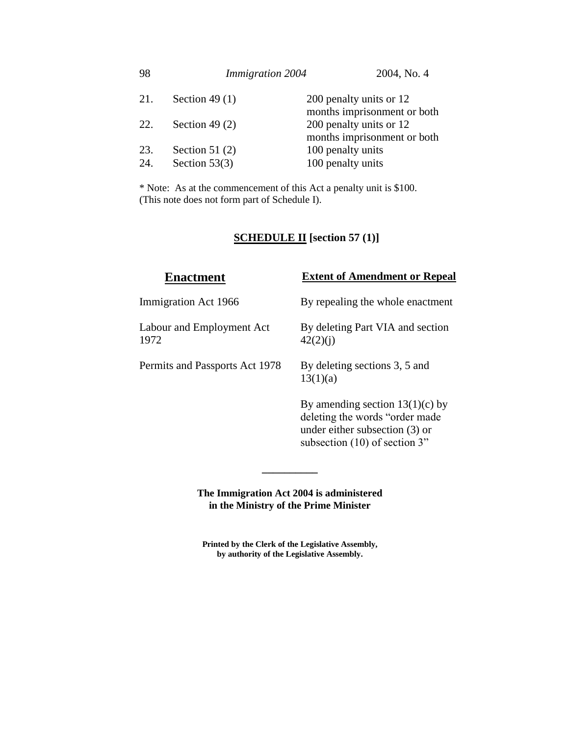| | | |
|---|---|---|
| 21. | Section 49 (1) | 200 penalty units or 12 months imprisonment or both |
| 22. | Section 49 (2) | 200 penalty units or 12 months imprisonment or both |
| 23. | Section 51 (2) | 100 penalty units |
| 24. | Section 53(3) | 100 penalty units |

* Note: As at the commencement of this Act a penalty unit is $100.
(This note does not form part of Schedule I).

## SCHEDULE II [section 57 (1)]

| Enactment | Extent of Amendment or Repeal |
|---|---|
| Immigration Act 1966 | By repealing the whole enactment |
| Labour and Employment Act 1972 | By deleting Part VIA and section 42(2)(j) |
| Permits and Passports Act 1978 | By deleting sections 3, 5 and 13(1)(a) |
| | By amending section 13(1)(c) by deleting the words "order made under either subsection (3) or subsection (10) of section 3" |

---

**The Immigration Act 2004 is administered in the Ministry of the Prime Minister**

**Printed by the Clerk of the Legislative Assembly, by authority of the Legislative Assembly.**